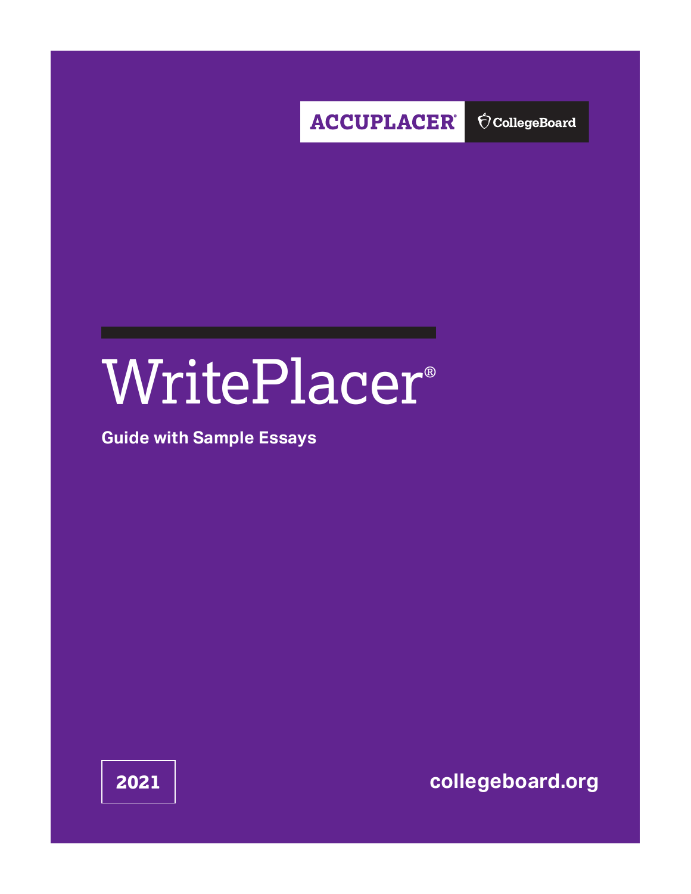ACCUPLACER® CollegeBoard

# WritePlacer®

**Guide with Sample Essays**

2021

collegeboard.org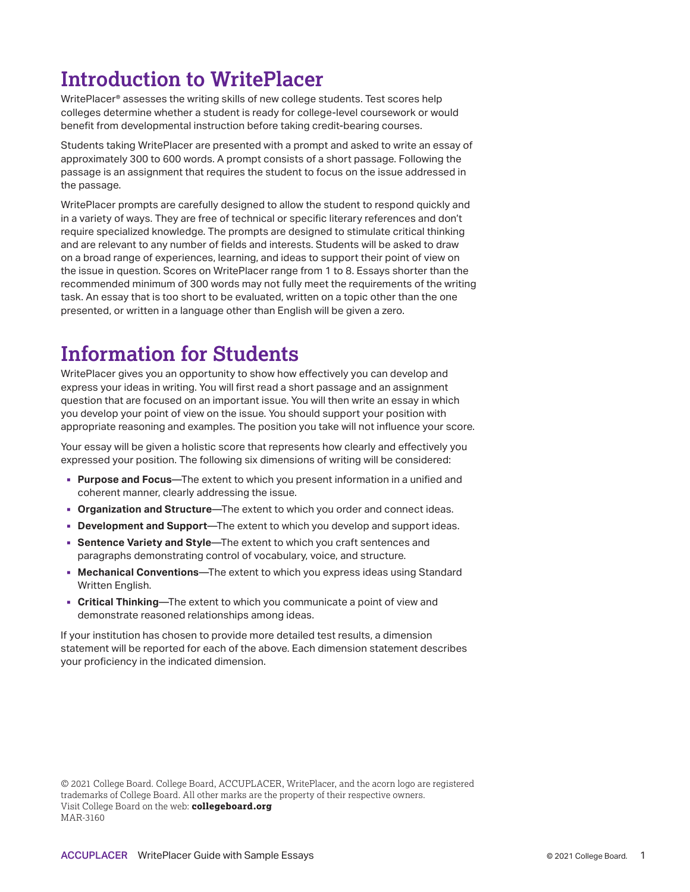# Introduction to WritePlacer

WritePlacer® assesses the writing skills of new college students. Test scores help colleges determine whether a student is ready for college-level coursework or would benefit from developmental instruction before taking credit-bearing courses.

Students taking WritePlacer are presented with a prompt and asked to write an essay of approximately 300 to 600 words. A prompt consists of a short passage. Following the passage is an assignment that requires the student to focus on the issue addressed in the passage.

WritePlacer prompts are carefully designed to allow the student to respond quickly and in a variety of ways. They are free of technical or specific literary references and don't require specialized knowledge. The prompts are designed to stimulate critical thinking and are relevant to any number of fields and interests. Students will be asked to draw on a broad range of experiences, learning, and ideas to support their point of view on the issue in question. Scores on WritePlacer range from 1 to 8. Essays shorter than the recommended minimum of 300 words may not fully meet the requirements of the writing task. An essay that is too short to be evaluated, written on a topic other than the one presented, or written in a language other than English will be given a zero.

# Information for Students

WritePlacer gives you an opportunity to show how effectively you can develop and express your ideas in writing. You will first read a short passage and an assignment question that are focused on an important issue. You will then write an essay in which you develop your point of view on the issue. You should support your position with appropriate reasoning and examples. The position you take will not influence your score.

Your essay will be given a holistic score that represents how clearly and effectively you expressed your position. The following six dimensions of writing will be considered:

- **Purpose and Focus**—The extent to which you present information in a unified and coherent manner, clearly addressing the issue.
- **Organization and Structure**—The extent to which you order and connect ideas.
- **Development and Support**—The extent to which you develop and support ideas.
- **Sentence Variety and Style**—The extent to which you craft sentences and paragraphs demonstrating control of vocabulary, voice, and structure.
- **Mechanical Conventions**—The extent to which you express ideas using Standard Written English.
- **Critical Thinking**—The extent to which you communicate a point of view and demonstrate reasoned relationships among ideas.

If your institution has chosen to provide more detailed test results, a dimension statement will be reported for each of the above. Each dimension statement describes your proficiency in the indicated dimension.

© 2021 College Board. College Board, ACCUPLACER, WritePlacer, and the acorn logo are registered trademarks of College Board. All other marks are the property of their respective owners.
Visit College Board on the web: **collegeboard.org**
MAR-3160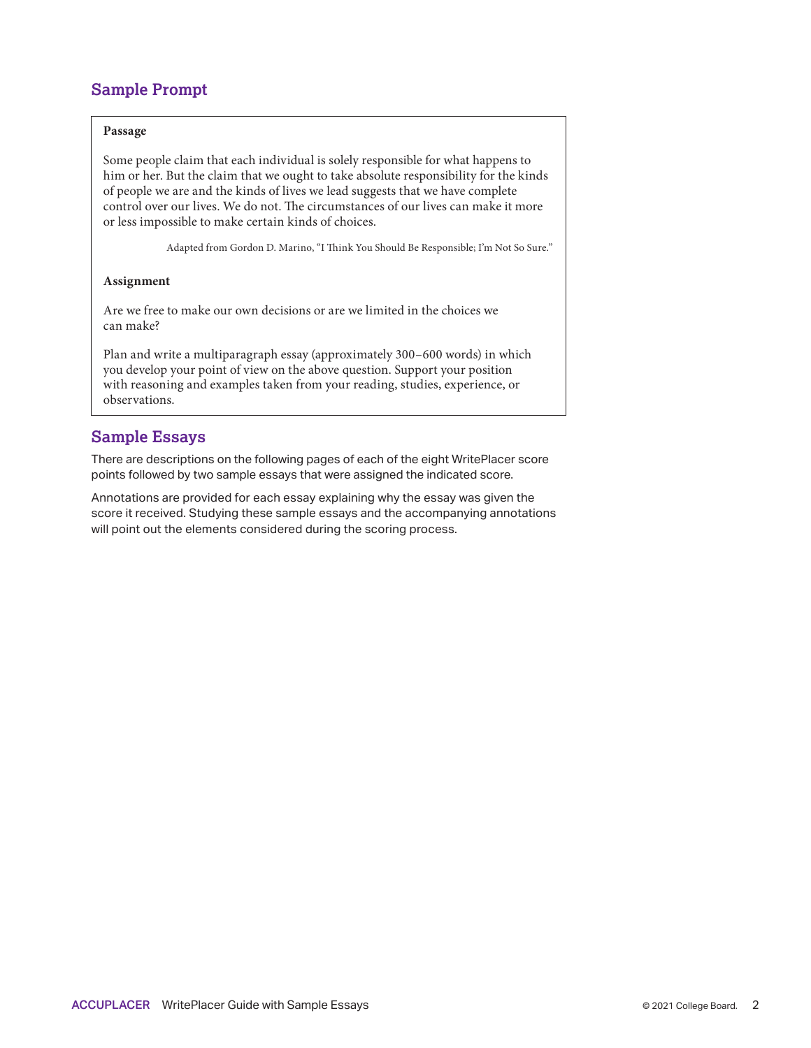## Sample Prompt

**Passage**

Some people claim that each individual is solely responsible for what happens to him or her. But the claim that we ought to take absolute responsibility for the kinds of people we are and the kinds of lives we lead suggests that we have complete control over our lives. We do not. The circumstances of our lives can make it more or less impossible to make certain kinds of choices.

Adapted from Gordon D. Marino, "I Think You Should Be Responsible; I'm Not So Sure."

**Assignment**

Are we free to make our own decisions or are we limited in the choices we can make?

Plan and write a multiparagraph essay (approximately 300–600 words) in which you develop your point of view on the above question. Support your position with reasoning and examples taken from your reading, studies, experience, or observations.

## Sample Essays

There are descriptions on the following pages of each of the eight WritePlacer score points followed by two sample essays that were assigned the indicated score.

Annotations are provided for each essay explaining why the essay was given the score it received. Studying these sample essays and the accompanying annotations will point out the elements considered during the scoring process.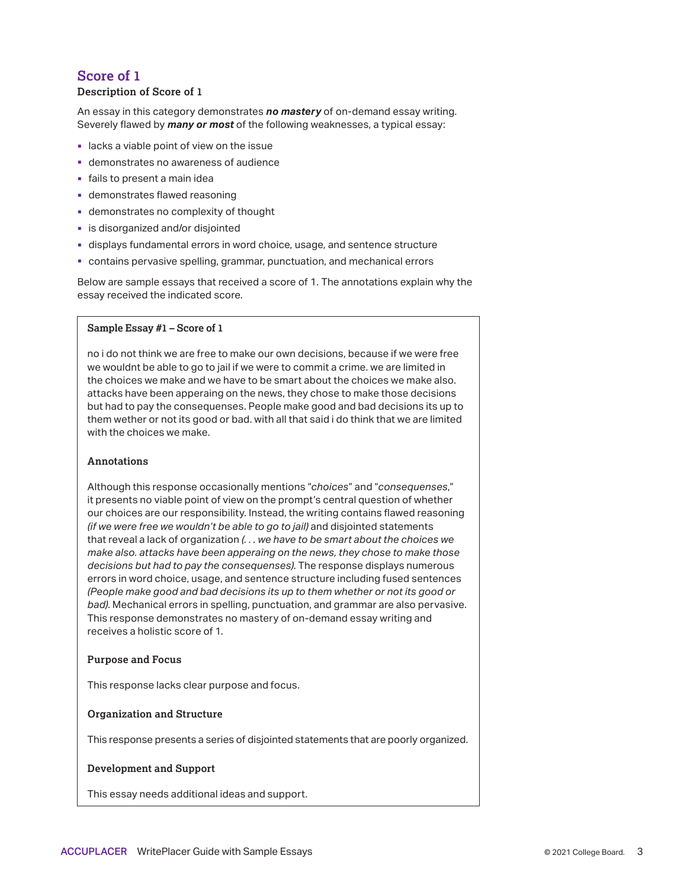## Score of 1

### Description of Score of 1

An essay in this category demonstrates ***no mastery*** of on-demand essay writing. Severely flawed by ***many or most*** of the following weaknesses, a typical essay:

- lacks a viable point of view on the issue
- demonstrates no awareness of audience
- fails to present a main idea
- demonstrates flawed reasoning
- demonstrates no complexity of thought
- is disorganized and/or disjointed
- displays fundamental errors in word choice, usage, and sentence structure
- contains pervasive spelling, grammar, punctuation, and mechanical errors

Below are sample essays that received a score of 1. The annotations explain why the essay received the indicated score.

#### Sample Essay #1 – Score of 1

no i do not think we are free to make our own decisions, because if we were free we wouldnt be able to go to jail if we were to commit a crime. we are limited in the choices we make and we have to be smart about the choices we make also. attacks have been appearing on the news, they chose to make those decisions but had to pay the consequenses. People make good and bad decisions its up to them wether or not its good or bad. with all that said i do think that we are limited with the choices we make.

#### Annotations

Although this response occasionally mentions "*choices*" and "*consequenses*," it presents no viable point of view on the prompt's central question of whether our choices are our responsibility. Instead, the writing contains flawed reasoning *(if we were free we wouldn't be able to go to jail)* and disjointed statements that reveal a lack of organization *(. . . we have to be smart about the choices we make also. attacks have been appearing on the news, they chose to make those decisions but had to pay the consequenses).* The response displays numerous errors in word choice, usage, and sentence structure including fused sentences *(People make good and bad decisions its up to them whether or not its good or bad).* Mechanical errors in spelling, punctuation, and grammar are also pervasive. This response demonstrates no mastery of on-demand essay writing and receives a holistic score of 1.

#### Purpose and Focus

This response lacks clear purpose and focus.

#### Organization and Structure

This response presents a series of disjointed statements that are poorly organized.

#### Development and Support

This essay needs additional ideas and support.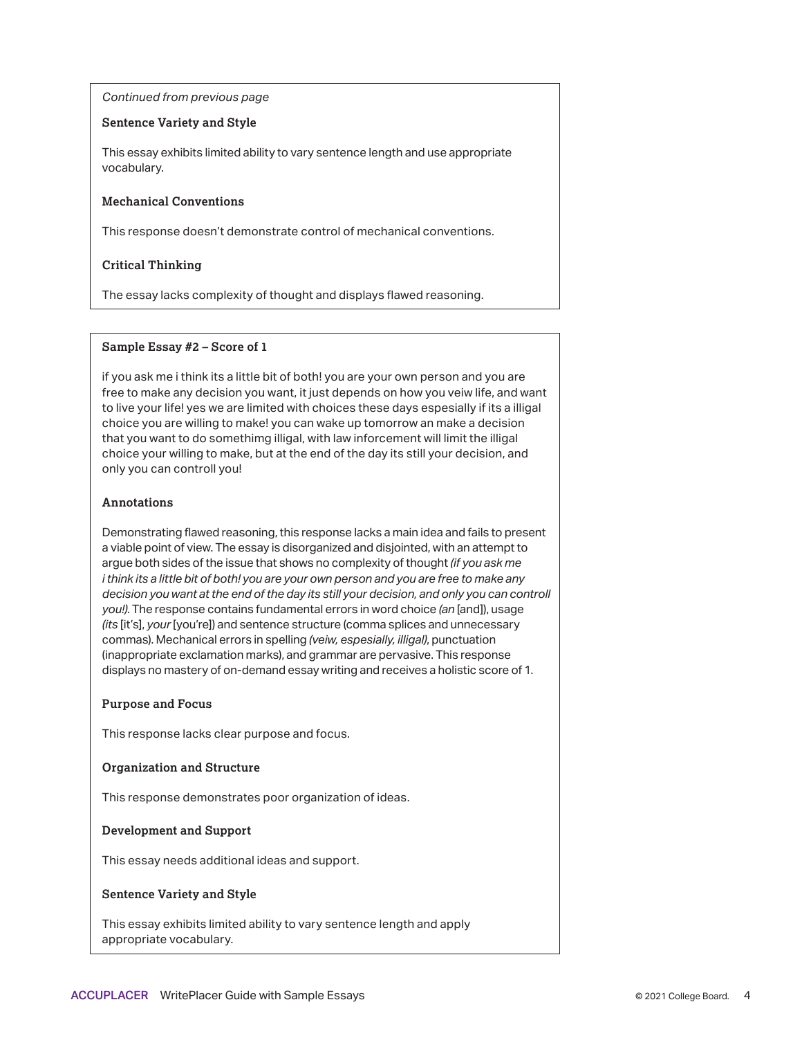*Continued from previous page*

**Sentence Variety and Style**

This essay exhibits limited ability to vary sentence length and use appropriate vocabulary.

**Mechanical Conventions**

This response doesn't demonstrate control of mechanical conventions.

**Critical Thinking**

The essay lacks complexity of thought and displays flawed reasoning.

**Sample Essay #2 – Score of 1**

if you ask me i think its a little bit of both! you are your own person and you are free to make any decision you want, it just depends on how you veiw life, and want to live your life! yes we are limited with choices these days espesially if its a illgal choice you are willing to make! you can wake up tomorrow an make a decision that you want to do somethimg illgal, with law inforcement will limit the illgal choice your willing to make, but at the end of the day its still your decision, and only you can controll you!

**Annotations**

Demonstrating flawed reasoning, this response lacks a main idea and fails to present a viable point of view. The essay is disorganized and disjointed, with an attempt to argue both sides of the issue that shows no complexity of thought *(if you ask me i think its a little bit of both! you are your own person and you are free to make any decision you want at the end of the day its still your decision, and only you can controll you!)*. The response contains fundamental errors in word choice *(an* [and]), usage *(its* [it's], *your* [you're]) and sentence structure (comma splices and unnecessary commas). Mechanical errors in spelling *(veiw, espesially, illgal)*, punctuation (inappropriate exclamation marks), and grammar are pervasive. This response displays no mastery of on-demand essay writing and receives a holistic score of 1.

**Purpose and Focus**

This response lacks clear purpose and focus.

**Organization and Structure**

This response demonstrates poor organization of ideas.

**Development and Support**

This essay needs additional ideas and support.

**Sentence Variety and Style**

This essay exhibits limited ability to vary sentence length and apply appropriate vocabulary.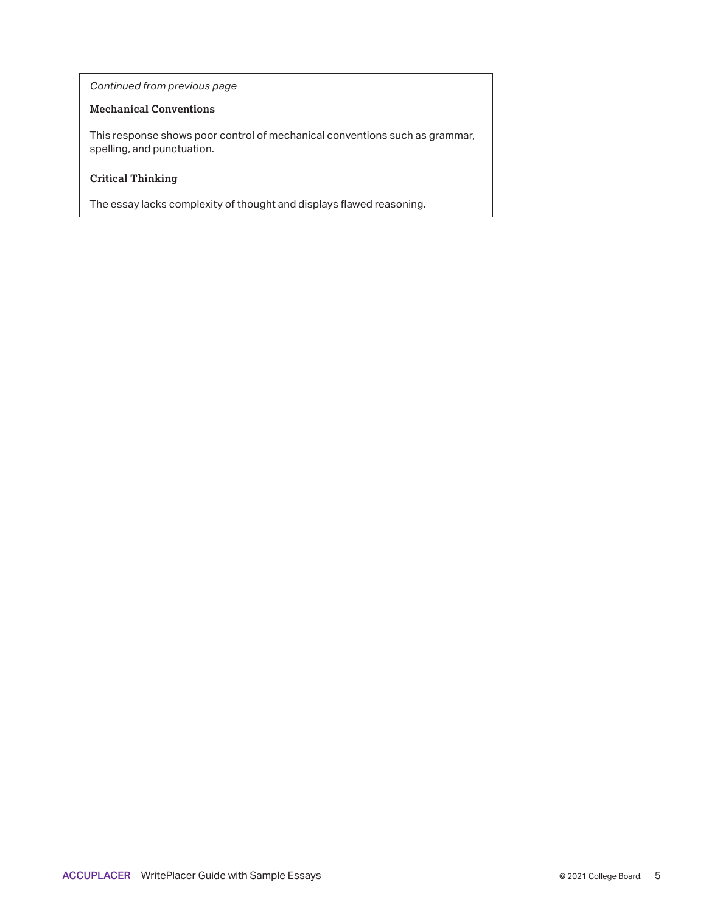*Continued from previous page*

**Mechanical Conventions**

This response shows poor control of mechanical conventions such as grammar, spelling, and punctuation.

**Critical Thinking**

The essay lacks complexity of thought and displays flawed reasoning.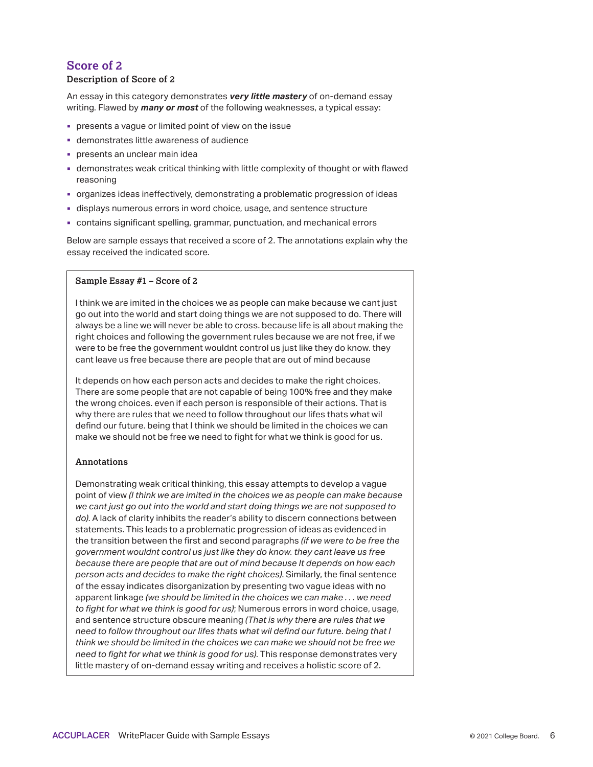## Score of 2

### Description of Score of 2

An essay in this category demonstrates ***very little mastery*** of on-demand essay writing. Flawed by ***many or most*** of the following weaknesses, a typical essay:

- presents a vague or limited point of view on the issue
- demonstrates little awareness of audience
- presents an unclear main idea
- demonstrates weak critical thinking with little complexity of thought or with flawed reasoning
- organizes ideas ineffectively, demonstrating a problematic progression of ideas
- displays numerous errors in word choice, usage, and sentence structure
- contains significant spelling, grammar, punctuation, and mechanical errors

Below are sample essays that received a score of 2. The annotations explain why the essay received the indicated score.

#### Sample Essay #1 – Score of 2

I think we are imited in the choices we as people can make because we cant just go out into the world and start doing things we are not supposed to do. There will always be a line we will never be able to cross. because life is all about making the right choices and following the government rules because we are not free, if we were to be free the government wouldnt control us just like they do know. they cant leave us free because there are people that are out of mind because

It depends on how each person acts and decides to make the right choices. There are some people that are not capable of being 100% free and they make the wrong choices. even if each person is responsible of their actions. That is why there are rules that we need to follow throughout our lifes thats what wil defind our future. being that I think we should be limited in the choices we can make we should not be free we need to fight for what we think is good for us.

#### Annotations

Demonstrating weak critical thinking, this essay attempts to develop a vague point of view *(I think we are imited in the choices we as people can make because we cant just go out into the world and start doing things we are not supposed to do).* A lack of clarity inhibits the reader's ability to discern connections between statements. This leads to a problematic progression of ideas as evidenced in the transition between the first and second paragraphs *(if we were to be free the government wouldnt control us just like they do know. they cant leave us free because there are people that are out of mind because It depends on how each person acts and decides to make the right choices).* Similarly, the final sentence of the essay indicates disorganization by presenting two vague ideas with no apparent linkage *(we should be limited in the choices we can make . . . we need to fight for what we think is good for us)*; Numerous errors in word choice, usage, and sentence structure obscure meaning *(That is why there are rules that we need to follow throughout our lifes thats what wil defind our future. being that I think we should be limited in the choices we can make we should not be free we need to fight for what we think is good for us).* This response demonstrates very little mastery of on-demand essay writing and receives a holistic score of 2.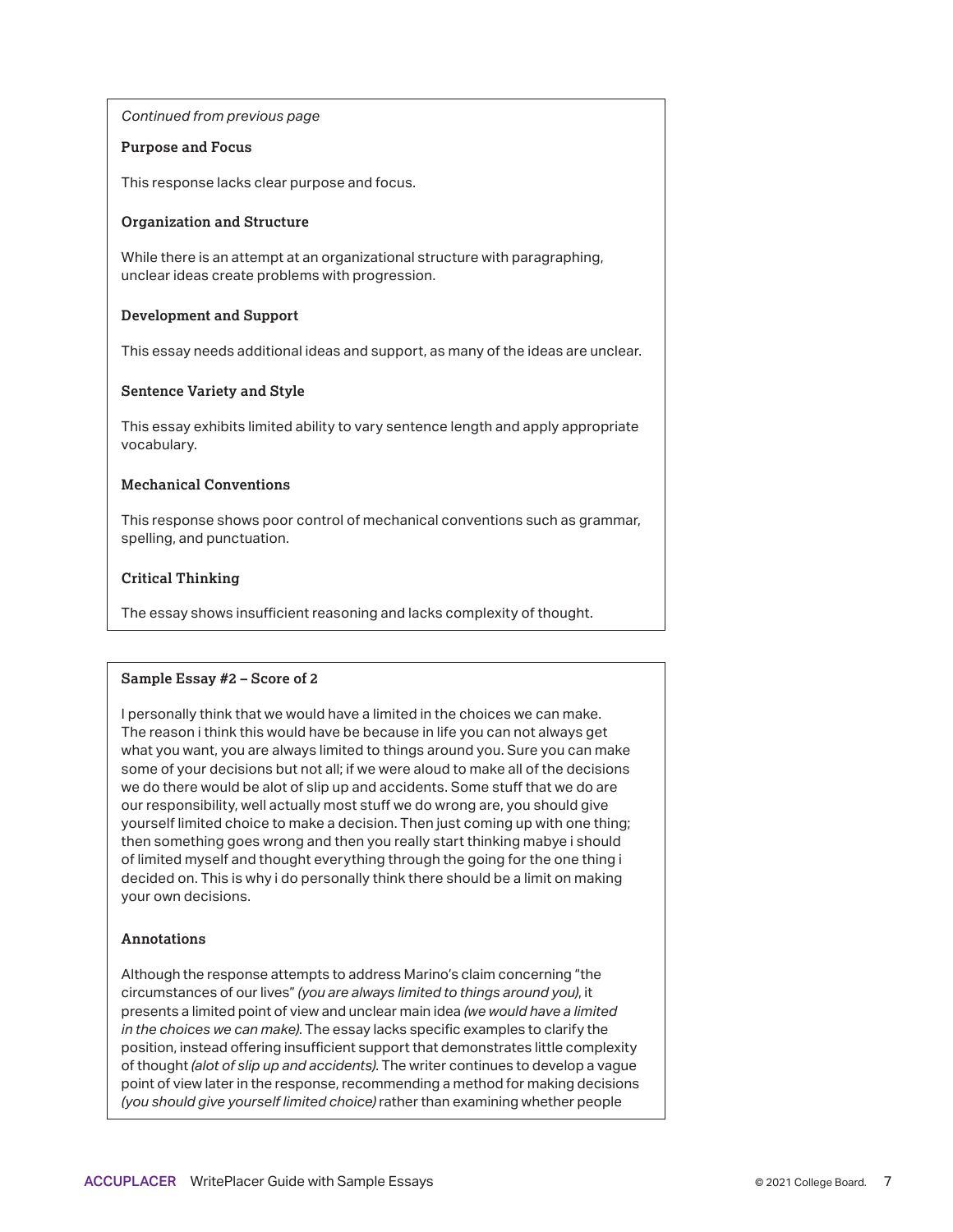*Continued from previous page*

**Purpose and Focus**

This response lacks clear purpose and focus.

**Organization and Structure**

While there is an attempt at an organizational structure with paragraphing, unclear ideas create problems with progression.

**Development and Support**

This essay needs additional ideas and support, as many of the ideas are unclear.

**Sentence Variety and Style**

This essay exhibits limited ability to vary sentence length and apply appropriate vocabulary.

**Mechanical Conventions**

This response shows poor control of mechanical conventions such as grammar, spelling, and punctuation.

**Critical Thinking**

The essay shows insufficient reasoning and lacks complexity of thought.

**Sample Essay #2 – Score of 2**

I personally think that we would have a limited in the choices we can make. The reason i think this would have be because in life you can not always get what you want, you are always limited to things around you. Sure you can make some of your decisions but not all; if we were aloud to make all of the decisions we do there would be alot of slip up and accidents. Some stuff that we do are our responsibility, well actually most stuff we do wrong are, you should give yourself limited choice to make a decision. Then just coming up with one thing; then something goes wrong and then you really start thinking mabye i should of limited myself and thought everything through the going for the one thing i decided on. This is why i do personally think there should be a limit on making your own decisions.

**Annotations**

Although the response attempts to address Marino's claim concerning "the circumstances of our lives" *(you are always limited to things around you)*, it presents a limited point of view and unclear main idea *(we would have a limited in the choices we can make)*. The essay lacks specific examples to clarify the position, instead offering insufficient support that demonstrates little complexity of thought *(alot of slip up and accidents)*. The writer continues to develop a vague point of view later in the response, recommending a method for making decisions *(you should give yourself limited choice)* rather than examining whether people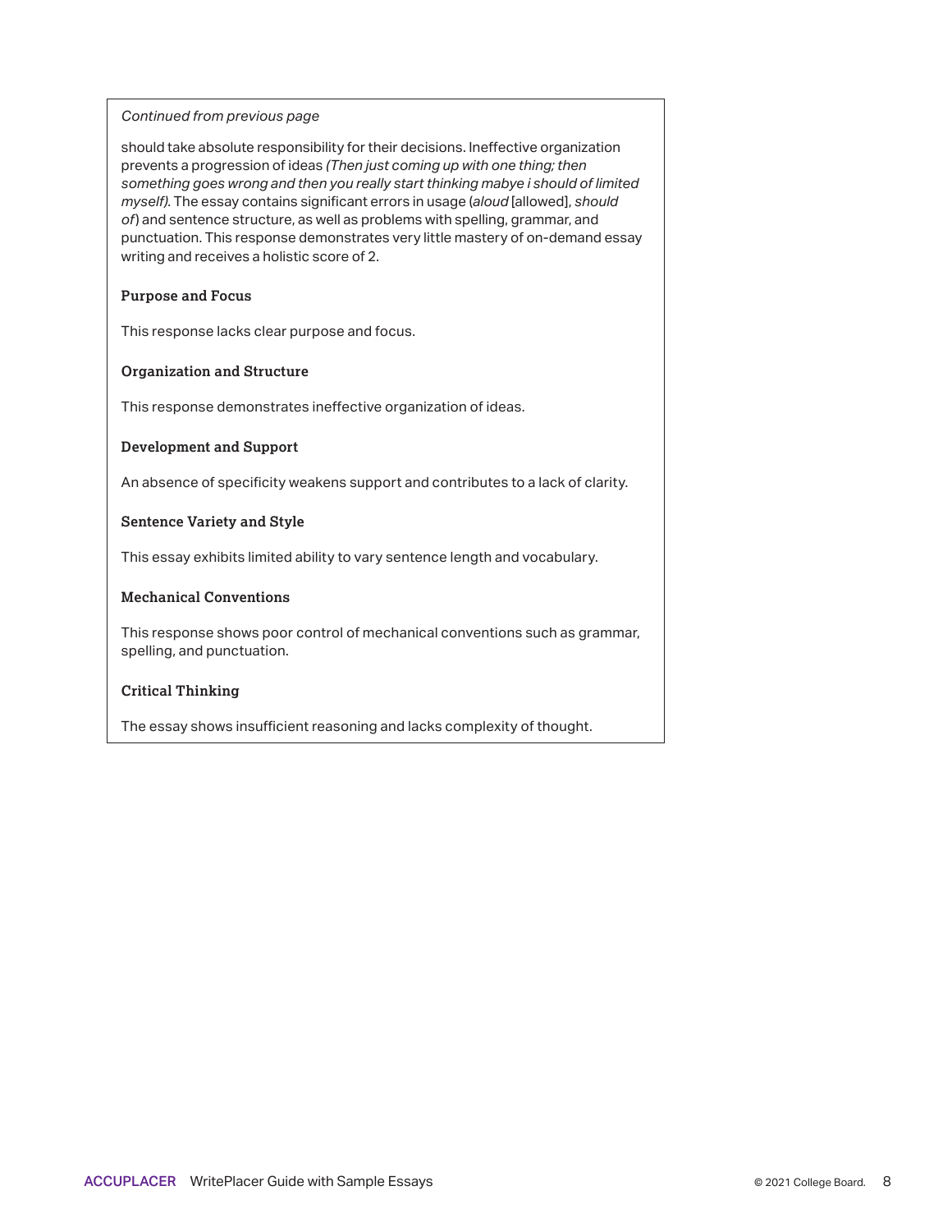*Continued from previous page*

should take absolute responsibility for their decisions. Ineffective organization prevents a progression of ideas *(Then just coming up with one thing; then something goes wrong and then you really start thinking mabye i should of limited myself).* The essay contains significant errors in usage (*aloud* [allowed], *should of*) and sentence structure, as well as problems with spelling, grammar, and punctuation. This response demonstrates very little mastery of on-demand essay writing and receives a holistic score of 2.

**Purpose and Focus**

This response lacks clear purpose and focus.

**Organization and Structure**

This response demonstrates ineffective organization of ideas.

**Development and Support**

An absence of specificity weakens support and contributes to a lack of clarity.

**Sentence Variety and Style**

This essay exhibits limited ability to vary sentence length and vocabulary.

**Mechanical Conventions**

This response shows poor control of mechanical conventions such as grammar, spelling, and punctuation.

**Critical Thinking**

The essay shows insufficient reasoning and lacks complexity of thought.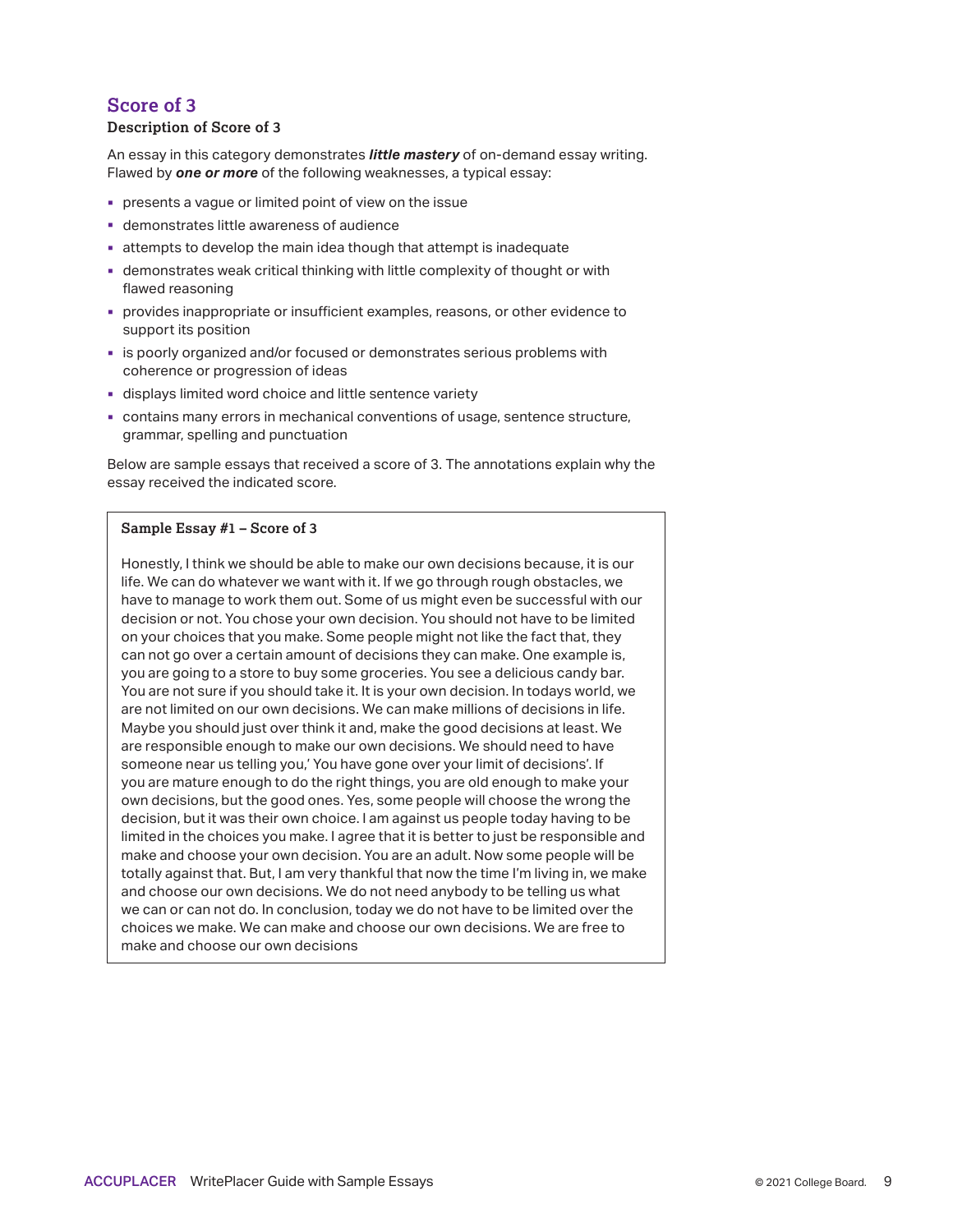## Score of 3

### Description of Score of 3

An essay in this category demonstrates ***little mastery*** of on-demand essay writing. Flawed by ***one or more*** of the following weaknesses, a typical essay:

- presents a vague or limited point of view on the issue
- demonstrates little awareness of audience
- attempts to develop the main idea though that attempt is inadequate
- demonstrates weak critical thinking with little complexity of thought or with flawed reasoning
- provides inappropriate or insufficient examples, reasons, or other evidence to support its position
- is poorly organized and/or focused or demonstrates serious problems with coherence or progression of ideas
- displays limited word choice and little sentence variety
- contains many errors in mechanical conventions of usage, sentence structure, grammar, spelling and punctuation

Below are sample essays that received a score of 3. The annotations explain why the essay received the indicated score.

### Sample Essay #1 – Score of 3

Honestly, I think we should be able to make our own decisions because, it is our life. We can do whatever we want with it. If we go through rough obstacles, we have to manage to work them out. Some of us might even be successful with our decision or not. You chose your own decision. You should not have to be limited on your choices that you make. Some people might not like the fact that, they can not go over a certain amount of decisions they can make. One example is, you are going to a store to buy some groceries. You see a delicious candy bar. You are not sure if you should take it. It is your own decision. In todays world, we are not limited on our own decisions. We can make millions of decisions in life. Maybe you should just over think it and, make the good decisions at least. We are responsible enough to make our own decisions. We should need to have someone near us telling you,' You have gone over your limit of decisions'. If you are mature enough to do the right things, you are old enough to make your own decisions, but the good ones. Yes, some people will choose the wrong the decision, but it was their own choice. I am against us people today having to be limited in the choices you make. I agree that it is better to just be responsible and make and choose your own decision. You are an adult. Now some people will be totally against that. But, I am very thankful that now the time I'm living in, we make and choose our own decisions. We do not need anybody to be telling us what we can or can not do. In conclusion, today we do not have to be limited over the choices we make. We can make and choose our own decisions. We are free to make and choose our own decisions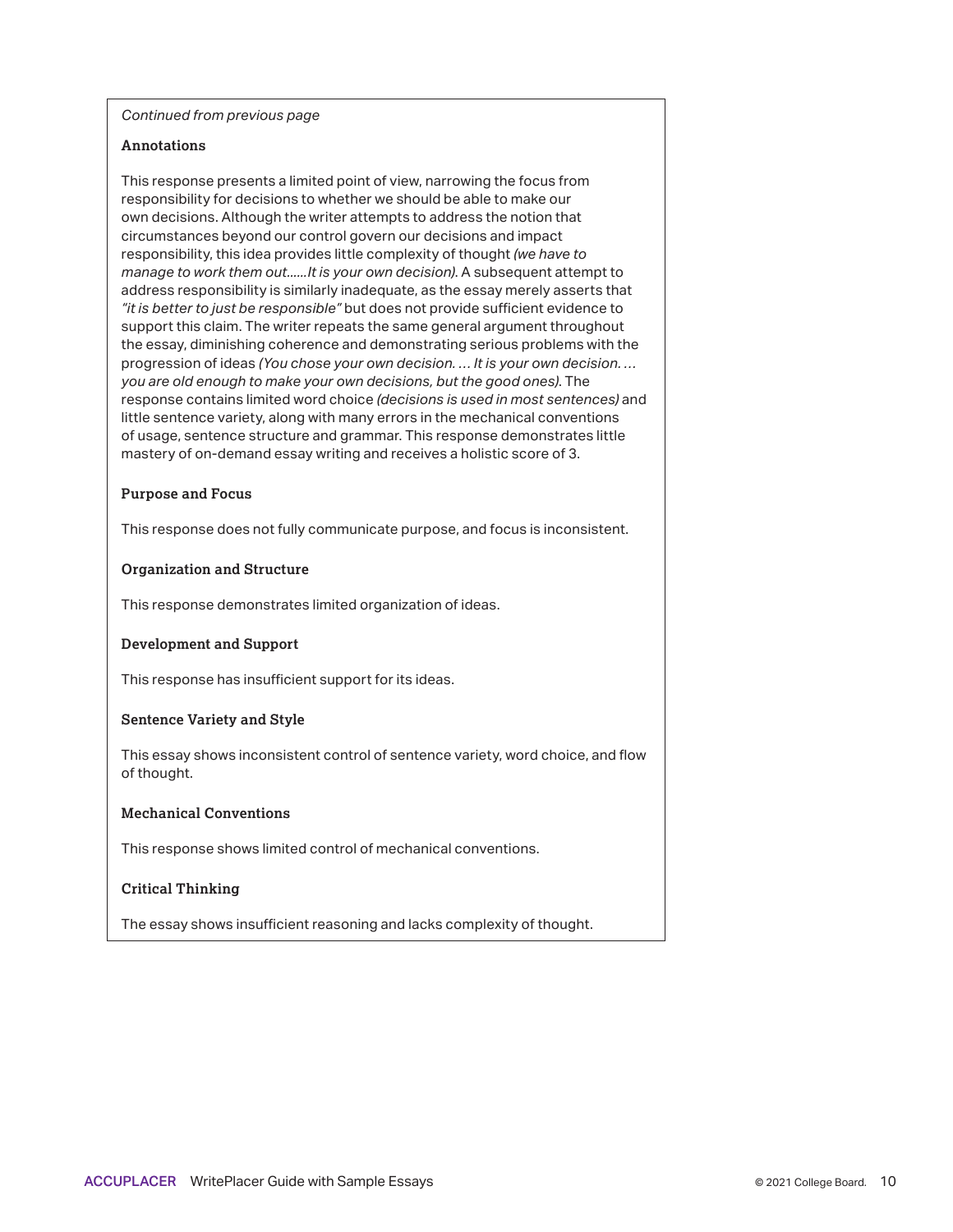*Continued from previous page*

**Annotations**

This response presents a limited point of view, narrowing the focus from responsibility for decisions to whether we should be able to make our own decisions. Although the writer attempts to address the notion that circumstances beyond our control govern our decisions and impact responsibility, this idea provides little complexity of thought *(we have to manage to work them out……It is your own decision)*. A subsequent attempt to address responsibility is similarly inadequate, as the essay merely asserts that *"it is better to just be responsible"* but does not provide sufficient evidence to support this claim. The writer repeats the same general argument throughout the essay, diminishing coherence and demonstrating serious problems with the progression of ideas *(You chose your own decision. … It is your own decision. … you are old enough to make your own decisions, but the good ones)*. The response contains limited word choice *(decisions is used in most sentences)* and little sentence variety, along with many errors in the mechanical conventions of usage, sentence structure and grammar. This response demonstrates little mastery of on-demand essay writing and receives a holistic score of 3.

**Purpose and Focus**

This response does not fully communicate purpose, and focus is inconsistent.

**Organization and Structure**

This response demonstrates limited organization of ideas.

**Development and Support**

This response has insufficient support for its ideas.

**Sentence Variety and Style**

This essay shows inconsistent control of sentence variety, word choice, and flow of thought.

**Mechanical Conventions**

This response shows limited control of mechanical conventions.

**Critical Thinking**

The essay shows insufficient reasoning and lacks complexity of thought.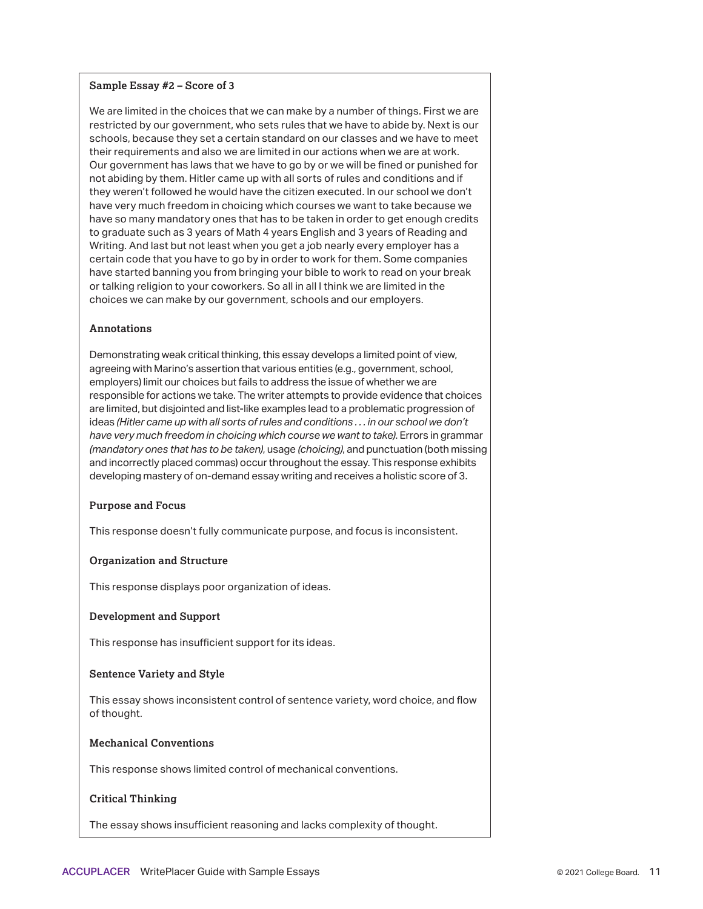### Sample Essay #2 – Score of 3

We are limited in the choices that we can make by a number of things. First we are restricted by our government, who sets rules that we have to abide by. Next is our schools, because they set a certain standard on our classes and we have to meet their requirements and also we are limited in our actions when we are at work. Our government has laws that we have to go by or we will be fined or punished for not abiding by them. Hitler came up with all sorts of rules and conditions and if they weren't followed he would have the citizen executed. In our school we don't have very much freedom in choicing which courses we want to take because we have so many mandatory ones that has to be taken in order to get enough credits to graduate such as 3 years of Math 4 years English and 3 years of Reading and Writing. And last but not least when you get a job nearly every employer has a certain code that you have to go by in order to work for them. Some companies have started banning you from bringing your bible to work to read on your break or talking religion to your coworkers. So all in all I think we are limited in the choices we can make by our government, schools and our employers.

#### Annotations

Demonstrating weak critical thinking, this essay develops a limited point of view, agreeing with Marino's assertion that various entities (e.g., government, school, employers) limit our choices but fails to address the issue of whether we are responsible for actions we take. The writer attempts to provide evidence that choices are limited, but disjointed and list-like examples lead to a problematic progression of ideas *(Hitler came up with all sorts of rules and conditions . . . in our school we don't have very much freedom in choicing which course we want to take).* Errors in grammar *(mandatory ones that has to be taken)*, usage *(choicing)*, and punctuation (both missing and incorrectly placed commas) occur throughout the essay. This response exhibits developing mastery of on-demand essay writing and receives a holistic score of 3.

#### Purpose and Focus

This response doesn't fully communicate purpose, and focus is inconsistent.

#### Organization and Structure

This response displays poor organization of ideas.

#### Development and Support

This response has insufficient support for its ideas.

#### Sentence Variety and Style

This essay shows inconsistent control of sentence variety, word choice, and flow of thought.

#### Mechanical Conventions

This response shows limited control of mechanical conventions.

#### Critical Thinking

The essay shows insufficient reasoning and lacks complexity of thought.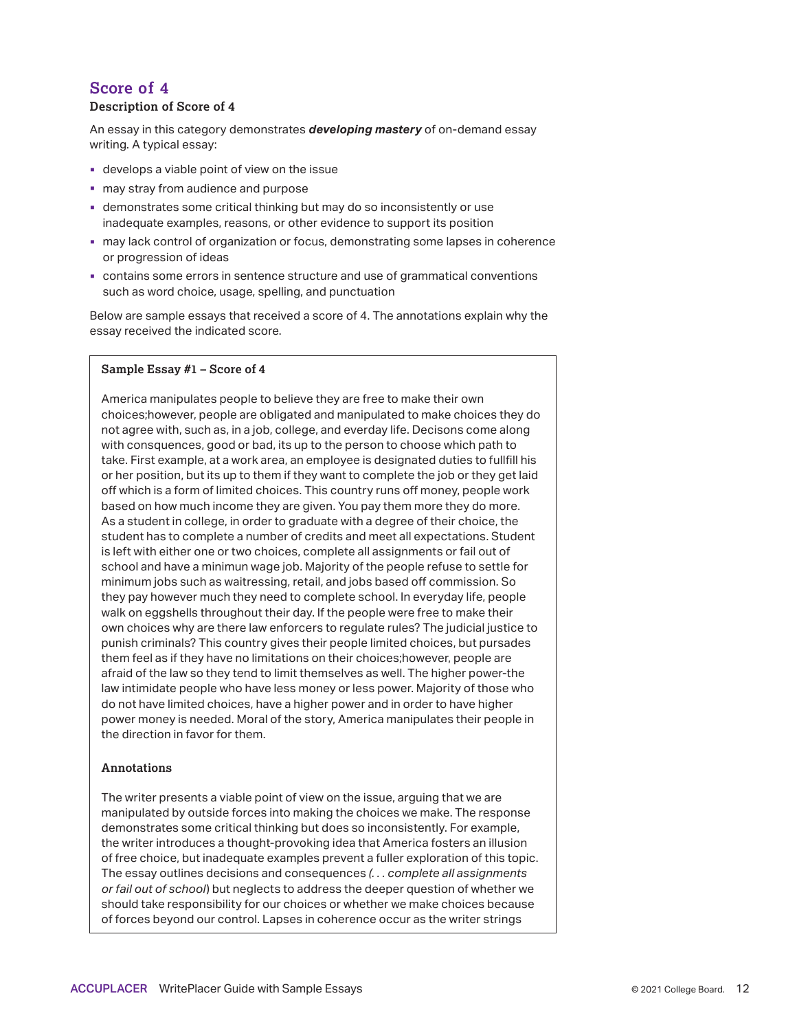## Score of 4

### Description of Score of 4

An essay in this category demonstrates ***developing mastery*** of on-demand essay writing. A typical essay:

- develops a viable point of view on the issue
- may stray from audience and purpose
- demonstrates some critical thinking but may do so inconsistently or use inadequate examples, reasons, or other evidence to support its position
- may lack control of organization or focus, demonstrating some lapses in coherence or progression of ideas
- contains some errors in sentence structure and use of grammatical conventions such as word choice, usage, spelling, and punctuation

Below are sample essays that received a score of 4. The annotations explain why the essay received the indicated score.

**Sample Essay #1 – Score of 4**

America manipulates people to believe they are free to make their own choices;however, people are obligated and manipulated to make choices they do not agree with, such as, in a job, college, and everday life. Decisons come along with consquences, good or bad, its up to the person to choose which path to take. First example, at a work area, an employee is designated duties to fullfill his or her position, but its up to them if they want to complete the job or they get laid off which is a form of limited choices. This country runs off money, people work based on how much income they are given. You pay them more they do more. As a student in college, in order to graduate with a degree of their choice, the student has to complete a number of credits and meet all expectations. Student is left with either one or two choices, complete all assignments or fail out of school and have a minimun wage job. Majority of the people refuse to settle for minimum jobs such as waitressing, retail, and jobs based off commission. So they pay however much they need to complete school. In everyday life, people walk on eggshells throughout their day. If the people were free to make their own choices why are there law enforcers to regulate rules? The judicial justice to punish criminals? This country gives their people limited choices, but pursades them feel as if they have no limitations on their choices;however, people are afraid of the law so they tend to limit themselves as well. The higher power-the law intimidate people who have less money or less power. Majority of those who do not have limited choices, have a higher power and in order to have higher power money is needed. Moral of the story, America manipulates their people in the direction in favor for them.

**Annotations**

The writer presents a viable point of view on the issue, arguing that we are manipulated by outside forces into making the choices we make. The response demonstrates some critical thinking but does so inconsistently. For example, the writer introduces a thought-provoking idea that America fosters an illusion of free choice, but inadequate examples prevent a fuller exploration of this topic. The essay outlines decisions and consequences *(. . . complete all assignments or fail out of school*) but neglects to address the deeper question of whether we should take responsibility for our choices or whether we make choices because of forces beyond our control. Lapses in coherence occur as the writer strings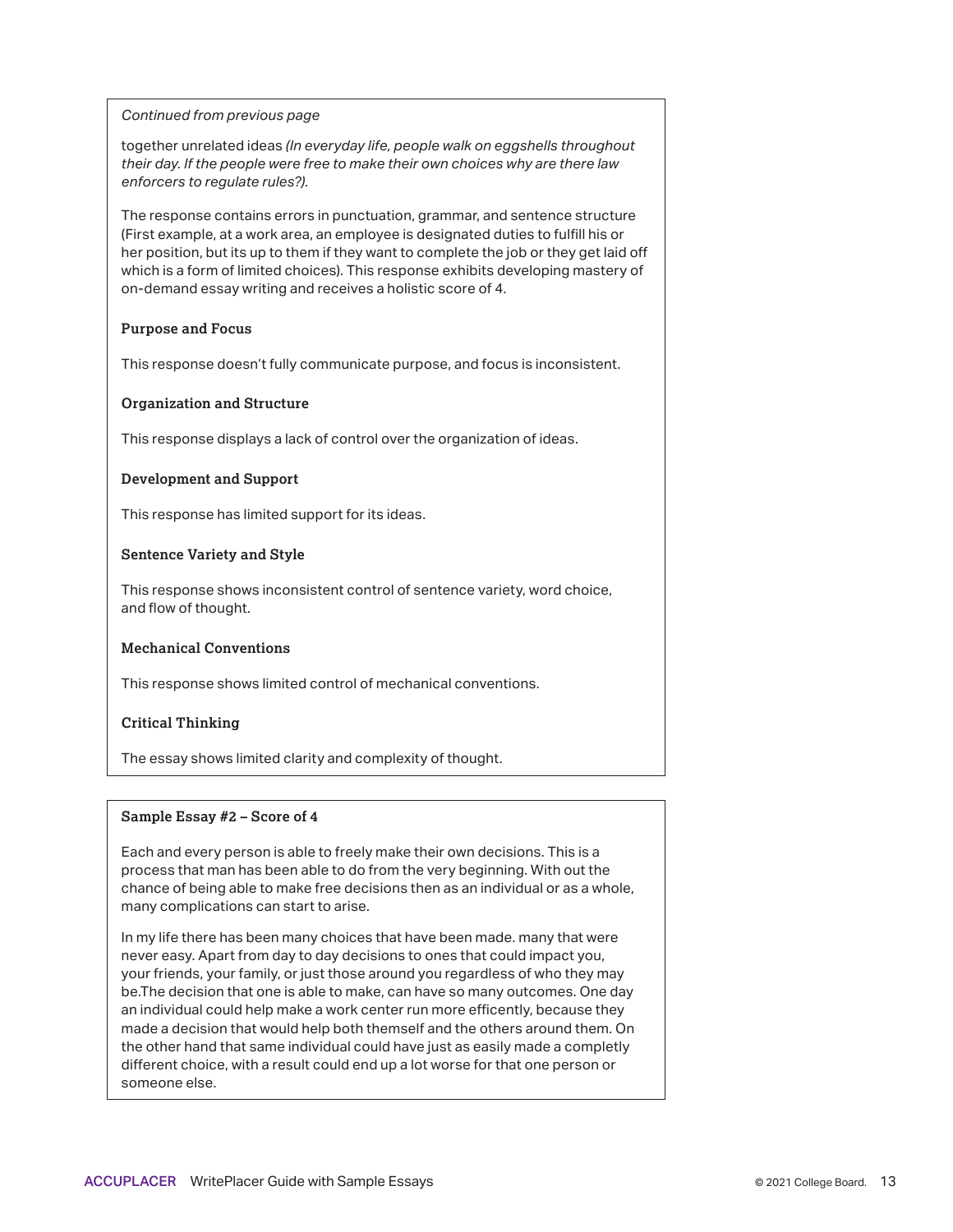*Continued from previous page*

together unrelated ideas *(In everyday life, people walk on eggshells throughout their day. If the people were free to make their own choices why are there law enforcers to regulate rules?).*

The response contains errors in punctuation, grammar, and sentence structure (First example, at a work area, an employee is designated duties to fulfill his or her position, but its up to them if they want to complete the job or they get laid off which is a form of limited choices). This response exhibits developing mastery of on-demand essay writing and receives a holistic score of 4.

**Purpose and Focus**

This response doesn't fully communicate purpose, and focus is inconsistent.

**Organization and Structure**

This response displays a lack of control over the organization of ideas.

**Development and Support**

This response has limited support for its ideas.

**Sentence Variety and Style**

This response shows inconsistent control of sentence variety, word choice, and flow of thought.

**Mechanical Conventions**

This response shows limited control of mechanical conventions.

**Critical Thinking**

The essay shows limited clarity and complexity of thought.

**Sample Essay #2 – Score of 4**

Each and every person is able to freely make their own decisions. This is a process that man has been able to do from the very beginning. With out the chance of being able to make free decisions then as an individual or as a whole, many complications can start to arise.

In my life there has been many choices that have been made. many that were never easy. Apart from day to day decisions to ones that could impact you, your friends, your family, or just those around you regardless of who they may be.The decision that one is able to make, can have so many outcomes. One day an individual could help make a work center run more efficently, because they made a decision that would help both themself and the others around them. On the other hand that same individual could have just as easily made a completly different choice, with a result could end up a lot worse for that one person or someone else.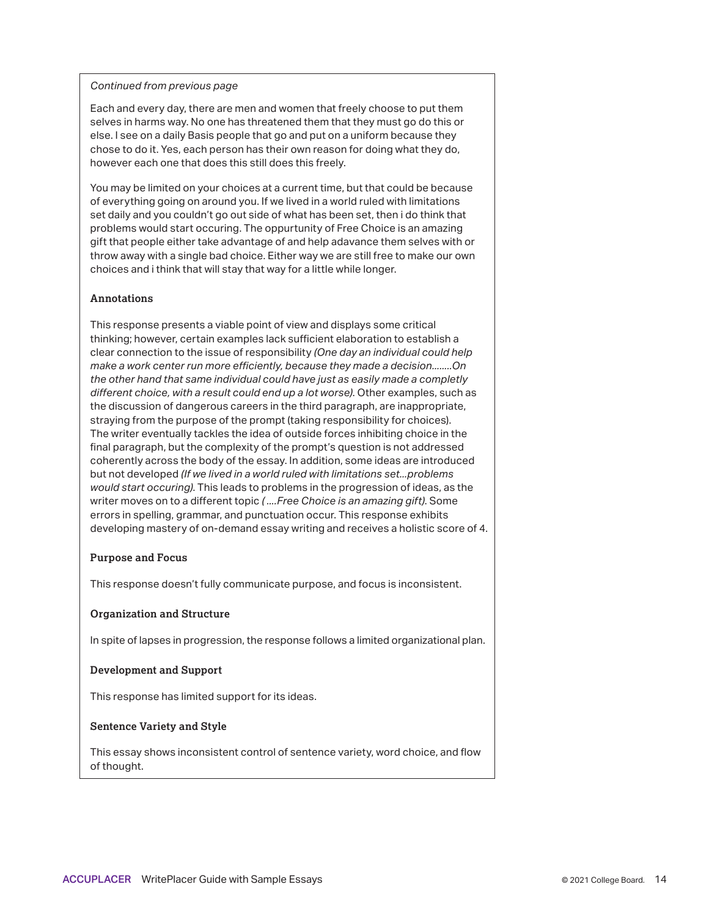*Continued from previous page*

Each and every day, there are men and women that freely choose to put them selves in harms way. No one has threatened them that they must go do this or else. I see on a daily Basis people that go and put on a uniform because they chose to do it. Yes, each person has their own reason for doing what they do, however each one that does this still does this freely.

You may be limited on your choices at a current time, but that could be because of everything going on around you. If we lived in a world ruled with limitations set daily and you couldn't go out side of what has been set, then i do think that problems would start occuring. The oppurtunity of Free Choice is an amazing gift that people either take advantage of and help adavance them selves with or throw away with a single bad choice. Either way we are still free to make our own choices and i think that will stay that way for a little while longer.

### Annotations

This response presents a viable point of view and displays some critical thinking; however, certain examples lack sufficient elaboration to establish a clear connection to the issue of responsibility *(One day an individual could help make a work center run more efficiently, because they made a decision........On the other hand that same individual could have just as easily made a completly different choice, with a result could end up a lot worse).* Other examples, such as the discussion of dangerous careers in the third paragraph, are inappropriate, straying from the purpose of the prompt (taking responsibility for choices). The writer eventually tackles the idea of outside forces inhibiting choice in the final paragraph, but the complexity of the prompt's question is not addressed coherently across the body of the essay. In addition, some ideas are introduced but not developed *(If we lived in a world ruled with limitations set...problems would start occuring)*. This leads to problems in the progression of ideas, as the writer moves on to a different topic *( ....Free Choice is an amazing gift)*. Some errors in spelling, grammar, and punctuation occur. This response exhibits developing mastery of on-demand essay writing and receives a holistic score of 4.

### Purpose and Focus

This response doesn't fully communicate purpose, and focus is inconsistent.

### Organization and Structure

In spite of lapses in progression, the response follows a limited organizational plan.

### Development and Support

This response has limited support for its ideas.

### Sentence Variety and Style

This essay shows inconsistent control of sentence variety, word choice, and flow of thought.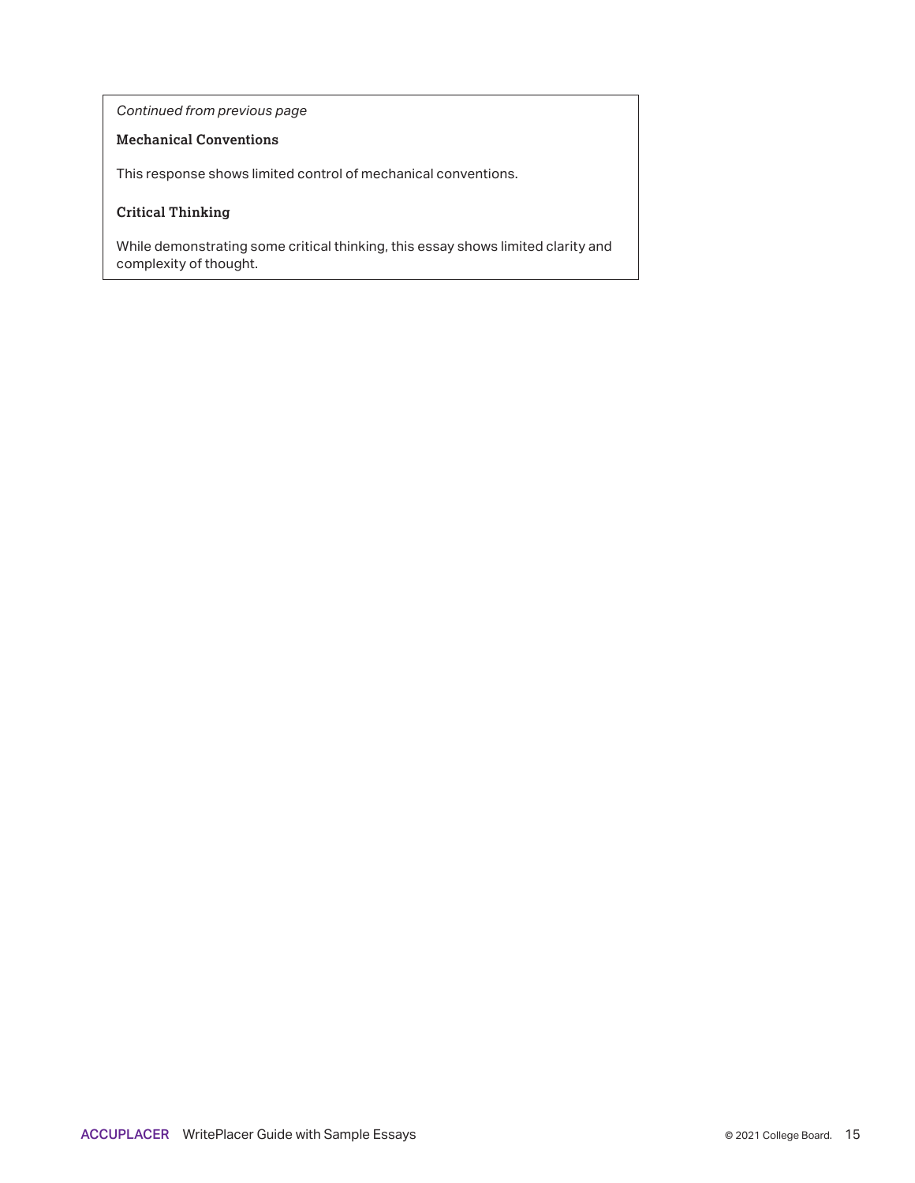*Continued from previous page*

**Mechanical Conventions**

This response shows limited control of mechanical conventions.

**Critical Thinking**

While demonstrating some critical thinking, this essay shows limited clarity and complexity of thought.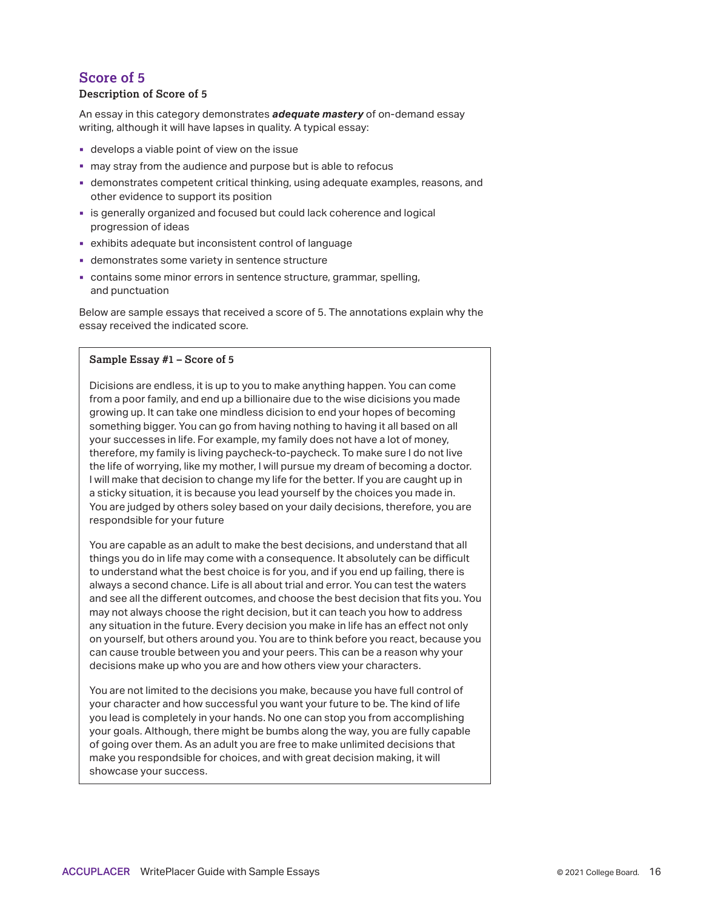## Score of 5

**Description of Score of 5**

An essay in this category demonstrates ***adequate mastery*** of on-demand essay writing, although it will have lapses in quality. A typical essay:

- develops a viable point of view on the issue
- may stray from the audience and purpose but is able to refocus
- demonstrates competent critical thinking, using adequate examples, reasons, and other evidence to support its position
- is generally organized and focused but could lack coherence and logical progression of ideas
- exhibits adequate but inconsistent control of language
- demonstrates some variety in sentence structure
- contains some minor errors in sentence structure, grammar, spelling, and punctuation

Below are sample essays that received a score of 5. The annotations explain why the essay received the indicated score.

**Sample Essay #1 – Score of 5**

Dicisions are endless, it is up to you to make anything happen. You can come from a poor family, and end up a billionaire due to the wise dicisions you made growing up. It can take one mindless dicision to end your hopes of becoming something bigger. You can go from having nothing to having it all based on all your successes in life. For example, my family does not have a lot of money, therefore, my family is living paycheck-to-paycheck. To make sure I do not live the life of worrying, like my mother, I will pursue my dream of becoming a doctor. I will make that decision to change my life for the better. If you are caught up in a sticky situation, it is because you lead yourself by the choices you made in. You are judged by others soley based on your daily decisions, therefore, you are respondsible for your future

You are capable as an adult to make the best decisions, and understand that all things you do in life may come with a consequence. It absolutely can be difficult to understand what the best choice is for you, and if you end up failing, there is always a second chance. Life is all about trial and error. You can test the waters and see all the different outcomes, and choose the best decision that fits you. You may not always choose the right decision, but it can teach you how to address any situation in the future. Every decision you make in life has an effect not only on yourself, but others around you. You are to think before you react, because you can cause trouble between you and your peers. This can be a reason why your decisions make up who you are and how others view your characters.

You are not limited to the decisions you make, because you have full control of your character and how successful you want your future to be. The kind of life you lead is completely in your hands. No one can stop you from accomplishing your goals. Although, there might be bumbs along the way, you are fully capable of going over them. As an adult you are free to make unlimited decisions that make you respondsible for choices, and with great decision making, it will showcase your success.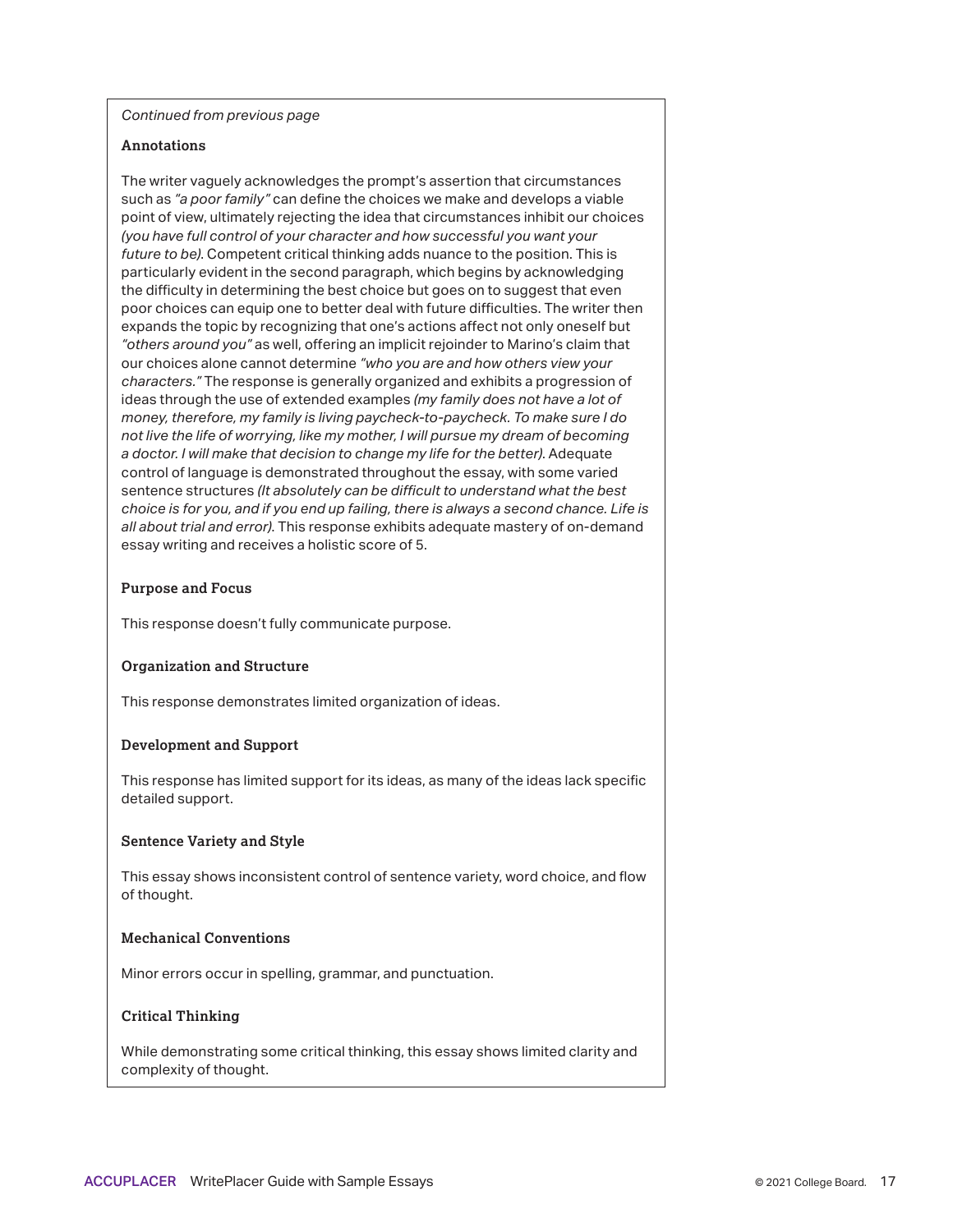*Continued from previous page*

**Annotations**

The writer vaguely acknowledges the prompt's assertion that circumstances such as *"a poor family"* can define the choices we make and develops a viable point of view, ultimately rejecting the idea that circumstances inhibit our choices *(you have full control of your character and how successful you want your future to be)*. Competent critical thinking adds nuance to the position. This is particularly evident in the second paragraph, which begins by acknowledging the difficulty in determining the best choice but goes on to suggest that even poor choices can equip one to better deal with future difficulties. The writer then expands the topic by recognizing that one's actions affect not only oneself but *"others around you"* as well, offering an implicit rejoinder to Marino's claim that our choices alone cannot determine *"who you are and how others view your characters."* The response is generally organized and exhibits a progression of ideas through the use of extended examples *(my family does not have a lot of money, therefore, my family is living paycheck-to-paycheck. To make sure I do not live the life of worrying, like my mother, I will pursue my dream of becoming a doctor. I will make that decision to change my life for the better)*. Adequate control of language is demonstrated throughout the essay, with some varied sentence structures *(It absolutely can be difficult to understand what the best choice is for you, and if you end up failing, there is always a second chance. Life is all about trial and error)*. This response exhibits adequate mastery of on-demand essay writing and receives a holistic score of 5.

**Purpose and Focus**

This response doesn't fully communicate purpose.

**Organization and Structure**

This response demonstrates limited organization of ideas.

**Development and Support**

This response has limited support for its ideas, as many of the ideas lack specific detailed support.

**Sentence Variety and Style**

This essay shows inconsistent control of sentence variety, word choice, and flow of thought.

**Mechanical Conventions**

Minor errors occur in spelling, grammar, and punctuation.

**Critical Thinking**

While demonstrating some critical thinking, this essay shows limited clarity and complexity of thought.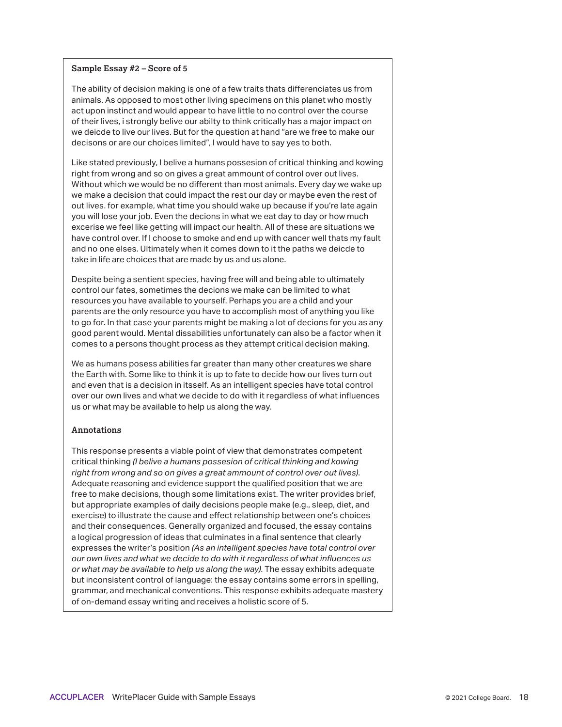**Sample Essay #2 – Score of 5**

The ability of decision making is one of a few traits thats differenciates us from animals. As opposed to most other living specimens on this planet who mostly act upon instinct and would appear to have little to no control over the course of their lives, i strongly belive our abilty to think critically has a major impact on we deicde to live our lives. But for the question at hand "are we free to make our decisons or are our choices limited", I would have to say yes to both.

Like stated previously, I belive a humans possesion of critical thinking and kowing right from wrong and so on gives a great ammount of control over out lives. Without which we would be no different than most animals. Every day we wake up we make a decision that could impact the rest our day or maybe even the rest of out lives. for example, what time you should wake up because if you're late again you will lose your job. Even the decions in what we eat day to day or how much excerise we feel like getting will impact our health. All of these are situations we have control over. If I choose to smoke and end up with cancer well thats my fault and no one elses. Ultimately when it comes down to it the paths we deicde to take in life are choices that are made by us and us alone.

Despite being a sentient species, having free will and being able to ultimately control our fates, sometimes the decions we make can be limited to what resources you have available to yourself. Perhaps you are a child and your parents are the only resource you have to accomplish most of anything you like to go for. In that case your parents might be making a lot of decions for you as any good parent would. Mental dissabilities unfortunately can also be a factor when it comes to a persons thought process as they attempt critical decision making.

We as humans posess abilities far greater than many other creatures we share the Earth with. Some like to think it is up to fate to decide how our lives turn out and even that is a decision in itsself. As an intelligent species have total control over our own lives and what we decide to do with it regardless of what influences us or what may be available to help us along the way.

**Annotations**

This response presents a viable point of view that demonstrates competent critical thinking *(I belive a humans possesion of critical thinking and kowing right from wrong and so on gives a great ammount of control over out lives)*. Adequate reasoning and evidence support the qualified position that we are free to make decisions, though some limitations exist. The writer provides brief, but appropriate examples of daily decisions people make (e.g., sleep, diet, and exercise) to illustrate the cause and effect relationship between one's choices and their consequences. Generally organized and focused, the essay contains a logical progression of ideas that culminates in a final sentence that clearly expresses the writer's position *(As an intelligent species have total control over our own lives and what we decide to do with it regardless of what influences us or what may be available to help us along the way)*. The essay exhibits adequate but inconsistent control of language: the essay contains some errors in spelling, grammar, and mechanical conventions. This response exhibits adequate mastery of on-demand essay writing and receives a holistic score of 5.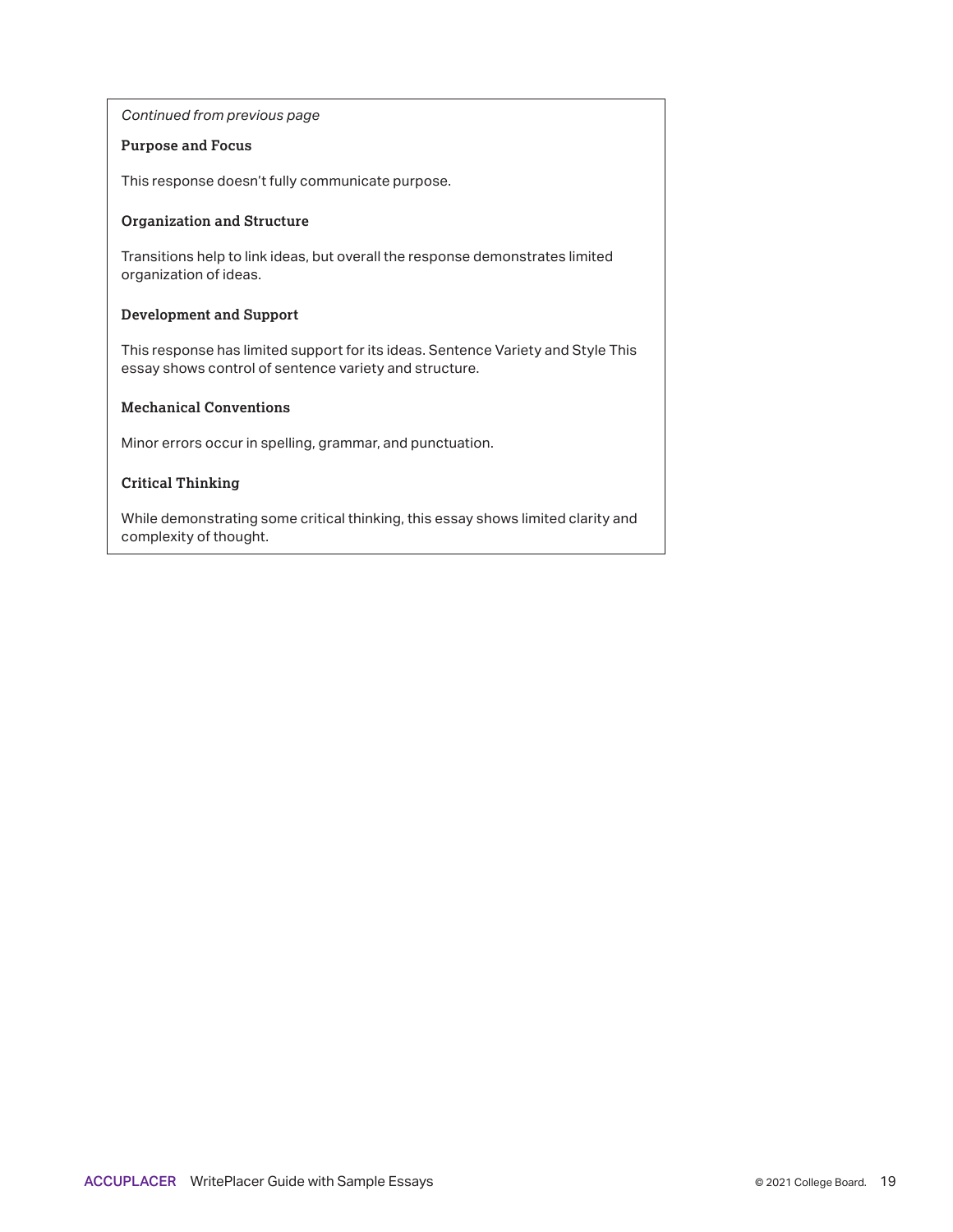*Continued from previous page*

**Purpose and Focus**

This response doesn't fully communicate purpose.

**Organization and Structure**

Transitions help to link ideas, but overall the response demonstrates limited organization of ideas.

**Development and Support**

This response has limited support for its ideas. Sentence Variety and Style This essay shows control of sentence variety and structure.

**Mechanical Conventions**

Minor errors occur in spelling, grammar, and punctuation.

**Critical Thinking**

While demonstrating some critical thinking, this essay shows limited clarity and complexity of thought.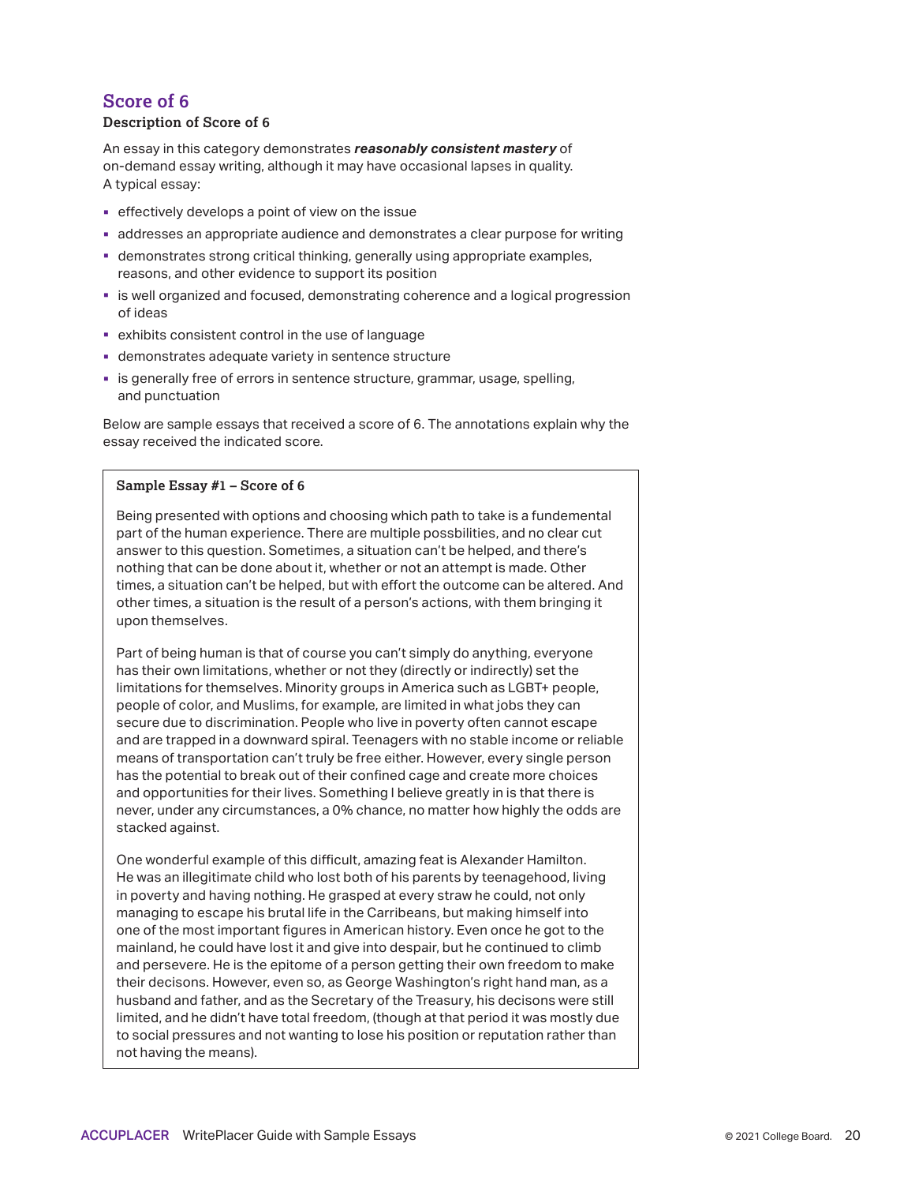## Score of 6

### Description of Score of 6

An essay in this category demonstrates ***reasonably consistent mastery*** of on-demand essay writing, although it may have occasional lapses in quality. A typical essay:

- effectively develops a point of view on the issue
- addresses an appropriate audience and demonstrates a clear purpose for writing
- demonstrates strong critical thinking, generally using appropriate examples, reasons, and other evidence to support its position
- is well organized and focused, demonstrating coherence and a logical progression of ideas
- exhibits consistent control in the use of language
- demonstrates adequate variety in sentence structure
- is generally free of errors in sentence structure, grammar, usage, spelling, and punctuation

Below are sample essays that received a score of 6. The annotations explain why the essay received the indicated score.

**Sample Essay #1 – Score of 6**

Being presented with options and choosing which path to take is a fundemental part of the human experience. There are multiple possbilities, and no clear cut answer to this question. Sometimes, a situation can't be helped, and there's nothing that can be done about it, whether or not an attempt is made. Other times, a situation can't be helped, but with effort the outcome can be altered. And other times, a situation is the result of a person's actions, with them bringing it upon themselves.

Part of being human is that of course you can't simply do anything, everyone has their own limitations, whether or not they (directly or indirectly) set the limitations for themselves. Minority groups in America such as LGBT+ people, people of color, and Muslims, for example, are limited in what jobs they can secure due to discrimination. People who live in poverty often cannot escape and are trapped in a downward spiral. Teenagers with no stable income or reliable means of transportation can't truly be free either. However, every single person has the potential to break out of their confined cage and create more choices and opportunities for their lives. Something I believe greatly in is that there is never, under any circumstances, a 0% chance, no matter how highly the odds are stacked against.

One wonderful example of this difficult, amazing feat is Alexander Hamilton. He was an illegitimate child who lost both of his parents by teenagehood, living in poverty and having nothing. He grasped at every straw he could, not only managing to escape his brutal life in the Carribeans, but making himself into one of the most important figures in American history. Even once he got to the mainland, he could have lost it and give into despair, but he continued to climb and persevere. He is the epitome of a person getting their own freedom to make their decisons. However, even so, as George Washington's right hand man, as a husband and father, and as the Secretary of the Treasury, his decisons were still limited, and he didn't have total freedom, (though at that period it was mostly due to social pressures and not wanting to lose his position or reputation rather than not having the means).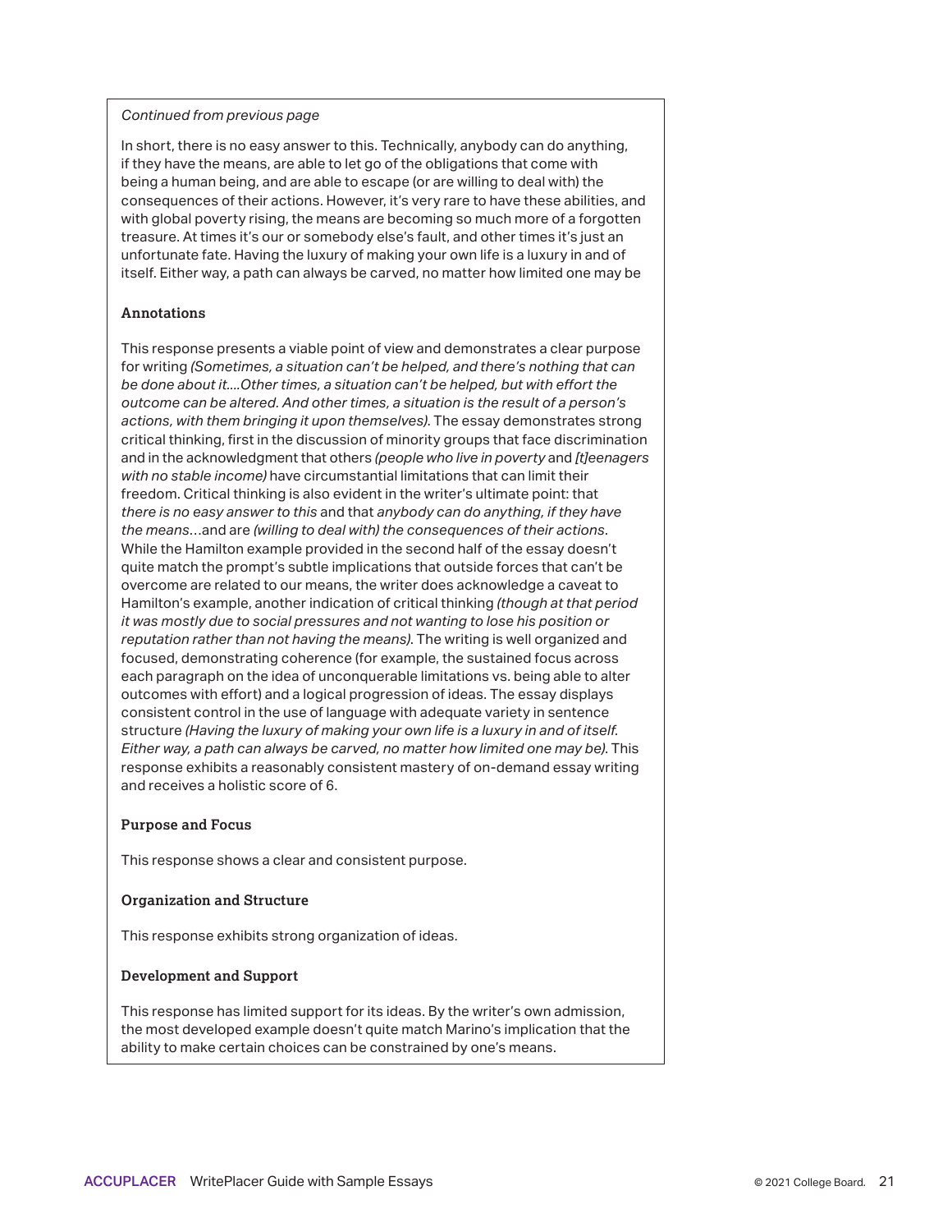*Continued from previous page*

In short, there is no easy answer to this. Technically, anybody can do anything, if they have the means, are able to let go of the obligations that come with being a human being, and are able to escape (or are willing to deal with) the consequences of their actions. However, it's very rare to have these abilities, and with global poverty rising, the means are becoming so much more of a forgotten treasure. At times it's our or somebody else's fault, and other times it's just an unfortunate fate. Having the luxury of making your own life is a luxury in and of itself. Either way, a path can always be carved, no matter how limited one may be

**Annotations**

This response presents a viable point of view and demonstrates a clear purpose for writing *(Sometimes, a situation can't be helped, and there's nothing that can be done about it....Other times, a situation can't be helped, but with effort the outcome can be altered. And other times, a situation is the result of a person's actions, with them bringing it upon themselves)*. The essay demonstrates strong critical thinking, first in the discussion of minority groups that face discrimination and in the acknowledgment that others *(people who live in poverty* and *[t]eenagers with no stable income)* have circumstantial limitations that can limit their freedom. Critical thinking is also evident in the writer's ultimate point: that *there is no easy answer to this* and that *anybody can do anything, if they have the means*…and are *(willing to deal with) the consequences of their actions*. While the Hamilton example provided in the second half of the essay doesn't quite match the prompt's subtle implications that outside forces that can't be overcome are related to our means, the writer does acknowledge a caveat to Hamilton's example, another indication of critical thinking *(though at that period it was mostly due to social pressures and not wanting to lose his position or reputation rather than not having the means)*. The writing is well organized and focused, demonstrating coherence (for example, the sustained focus across each paragraph on the idea of unconquerable limitations vs. being able to alter outcomes with effort) and a logical progression of ideas. The essay displays consistent control in the use of language with adequate variety in sentence structure *(Having the luxury of making your own life is a luxury in and of itself. Either way, a path can always be carved, no matter how limited one may be)*. This response exhibits a reasonably consistent mastery of on-demand essay writing and receives a holistic score of 6.

**Purpose and Focus**

This response shows a clear and consistent purpose.

**Organization and Structure**

This response exhibits strong organization of ideas.

**Development and Support**

This response has limited support for its ideas. By the writer's own admission, the most developed example doesn't quite match Marino's implication that the ability to make certain choices can be constrained by one's means.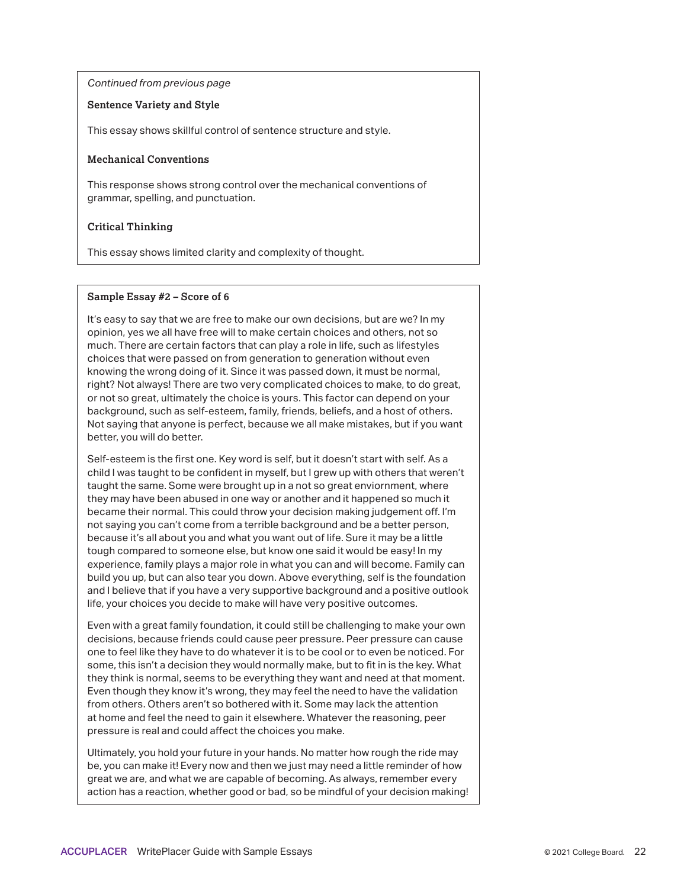*Continued from previous page*

**Sentence Variety and Style**

This essay shows skillful control of sentence structure and style.

**Mechanical Conventions**

This response shows strong control over the mechanical conventions of grammar, spelling, and punctuation.

**Critical Thinking**

This essay shows limited clarity and complexity of thought.

**Sample Essay #2 – Score of 6**

It's easy to say that we are free to make our own decisions, but are we? In my opinion, yes we all have free will to make certain choices and others, not so much. There are certain factors that can play a role in life, such as lifestyles choices that were passed on from generation to generation without even knowing the wrong doing of it. Since it was passed down, it must be normal, right? Not always! There are two very complicated choices to make, to do great, or not so great, ultimately the choice is yours. This factor can depend on your background, such as self-esteem, family, friends, beliefs, and a host of others. Not saying that anyone is perfect, because we all make mistakes, but if you want better, you will do better.

Self-esteem is the first one. Key word is self, but it doesn't start with self. As a child I was taught to be confident in myself, but I grew up with others that weren't taught the same. Some were brought up in a not so great enviornment, where they may have been abused in one way or another and it happened so much it became their normal. This could throw your decision making judgement off. I'm not saying you can't come from a terrible background and be a better person, because it's all about you and what you want out of life. Sure it may be a little tough compared to someone else, but know one said it would be easy! In my experience, family plays a major role in what you can and will become. Family can build you up, but can also tear you down. Above everything, self is the foundation and I believe that if you have a very supportive background and a positive outlook life, your choices you decide to make will have very positive outcomes.

Even with a great family foundation, it could still be challenging to make your own decisions, because friends could cause peer pressure. Peer pressure can cause one to feel like they have to do whatever it is to be cool or to even be noticed. For some, this isn't a decision they would normally make, but to fit in is the key. What they think is normal, seems to be everything they want and need at that moment. Even though they know it's wrong, they may feel the need to have the validation from others. Others aren't so bothered with it. Some may lack the attention at home and feel the need to gain it elsewhere. Whatever the reasoning, peer pressure is real and could affect the choices you make.

Ultimately, you hold your future in your hands. No matter how rough the ride may be, you can make it! Every now and then we just may need a little reminder of how great we are, and what we are capable of becoming. As always, remember every action has a reaction, whether good or bad, so be mindful of your decision making!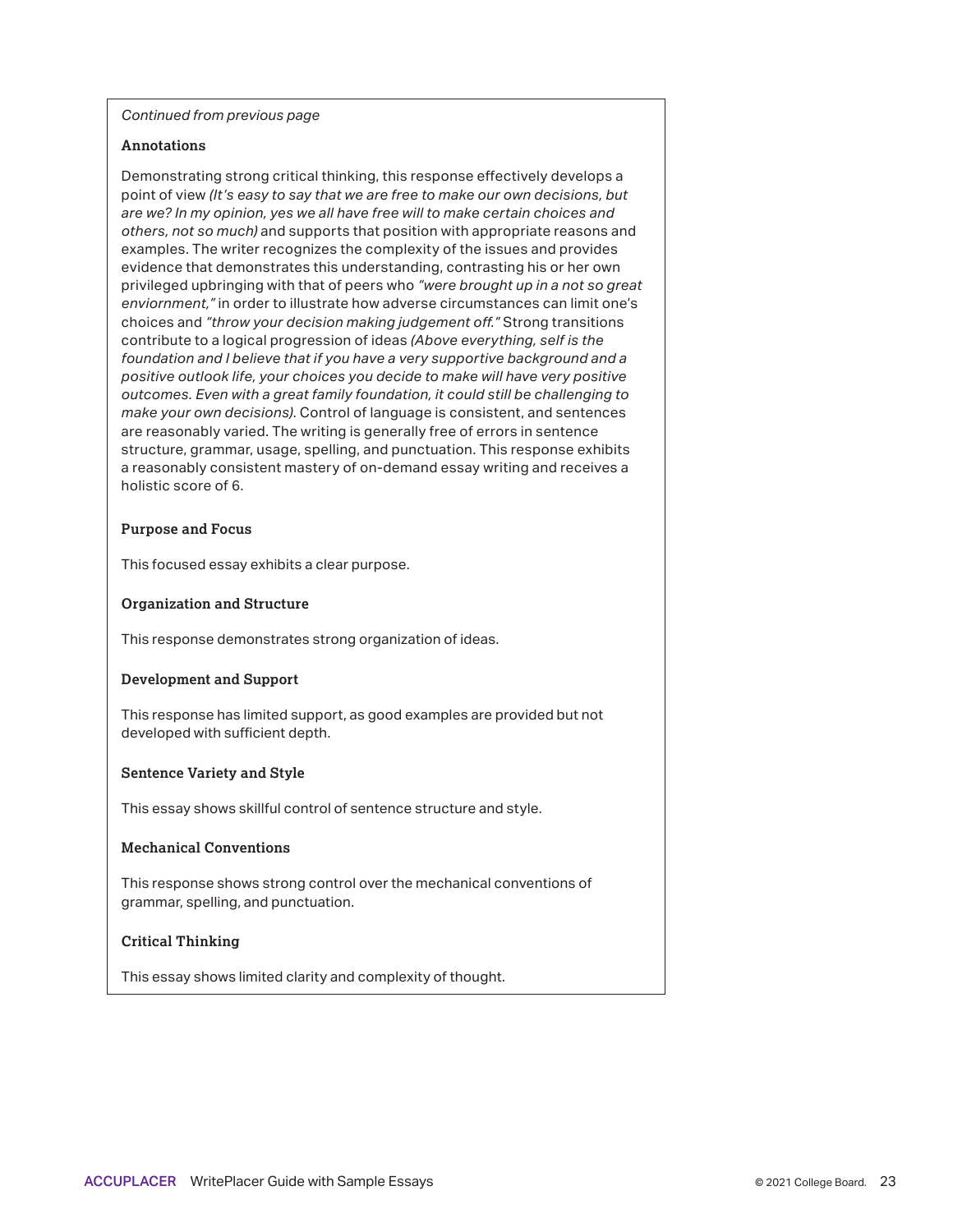*Continued from previous page*

**Annotations**

Demonstrating strong critical thinking, this response effectively develops a point of view *(It's easy to say that we are free to make our own decisions, but are we? In my opinion, yes we all have free will to make certain choices and others, not so much)* and supports that position with appropriate reasons and examples. The writer recognizes the complexity of the issues and provides evidence that demonstrates this understanding, contrasting his or her own privileged upbringing with that of peers who *"were brought up in a not so great enviornment,"* in order to illustrate how adverse circumstances can limit one's choices and *"throw your decision making judgement off."* Strong transitions contribute to a logical progression of ideas *(Above everything, self is the foundation and I believe that if you have a very supportive background and a positive outlook life, your choices you decide to make will have very positive outcomes. Even with a great family foundation, it could still be challenging to make your own decisions).* Control of language is consistent, and sentences are reasonably varied. The writing is generally free of errors in sentence structure, grammar, usage, spelling, and punctuation. This response exhibits a reasonably consistent mastery of on-demand essay writing and receives a holistic score of 6.

**Purpose and Focus**

This focused essay exhibits a clear purpose.

**Organization and Structure**

This response demonstrates strong organization of ideas.

**Development and Support**

This response has limited support, as good examples are provided but not developed with sufficient depth.

**Sentence Variety and Style**

This essay shows skillful control of sentence structure and style.

**Mechanical Conventions**

This response shows strong control over the mechanical conventions of grammar, spelling, and punctuation.

**Critical Thinking**

This essay shows limited clarity and complexity of thought.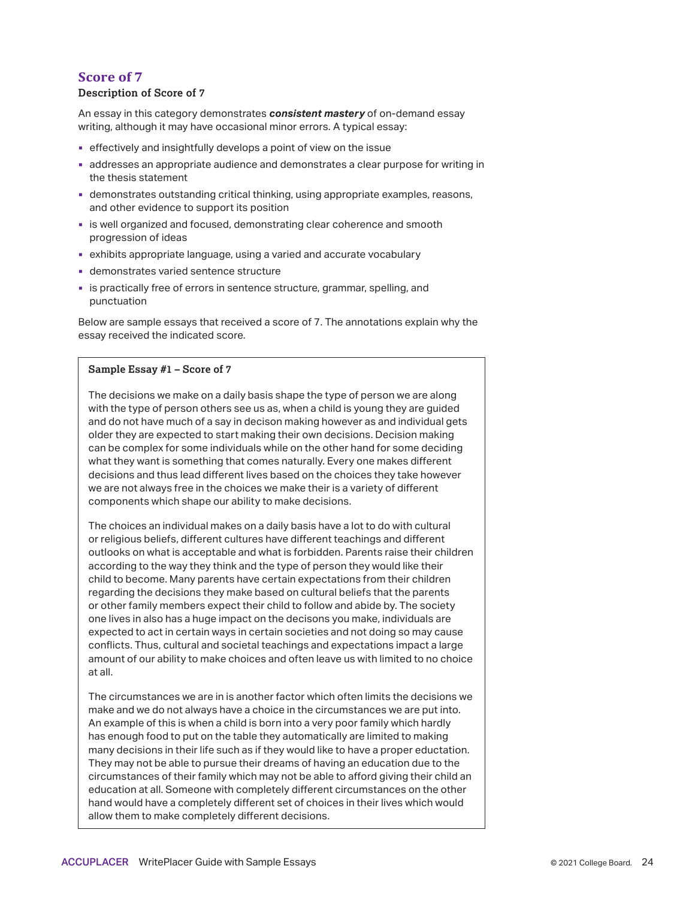## Score of 7

**Description of Score of 7**

An essay in this category demonstrates ***consistent mastery*** of on-demand essay writing, although it may have occasional minor errors. A typical essay:

- effectively and insightfully develops a point of view on the issue
- addresses an appropriate audience and demonstrates a clear purpose for writing in the thesis statement
- demonstrates outstanding critical thinking, using appropriate examples, reasons, and other evidence to support its position
- is well organized and focused, demonstrating clear coherence and smooth progression of ideas
- exhibits appropriate language, using a varied and accurate vocabulary
- demonstrates varied sentence structure
- is practically free of errors in sentence structure, grammar, spelling, and punctuation

Below are sample essays that received a score of 7. The annotations explain why the essay received the indicated score.

**Sample Essay #1 – Score of 7**

The decisions we make on a daily basis shape the type of person we are along with the type of person others see us as, when a child is young they are guided and do not have much of a say in decison making however as and individual gets older they are expected to start making their own decisions. Decision making can be complex for some individuals while on the other hand for some deciding what they want is something that comes naturally. Every one makes different decisions and thus lead different lives based on the choices they take however we are not always free in the choices we make their is a variety of different components which shape our ability to make decisions.

The choices an individual makes on a daily basis have a lot to do with cultural or religious beliefs, different cultures have different teachings and different outlooks on what is acceptable and what is forbidden. Parents raise their children according to the way they think and the type of person they would like their child to become. Many parents have certain expectations from their children regarding the decisions they make based on cultural beliefs that the parents or other family members expect their child to follow and abide by. The society one lives in also has a huge impact on the decisons you make, individuals are expected to act in certain ways in certain societies and not doing so may cause conflicts. Thus, cultural and societal teachings and expectations impact a large amount of our ability to make choices and often leave us with limited to no choice at all.

The circumstances we are in is another factor which often limits the decisions we make and we do not always have a choice in the circumstances we are put into. An example of this is when a child is born into a very poor family which hardly has enough food to put on the table they automatically are limited to making many decisions in their life such as if they would like to have a proper eductation. They may not be able to pursue their dreams of having an education due to the circumstances of their family which may not be able to afford giving their child an education at all. Someone with completely different circumstances on the other hand would have a completely different set of choices in their lives which would allow them to make completely different decisions.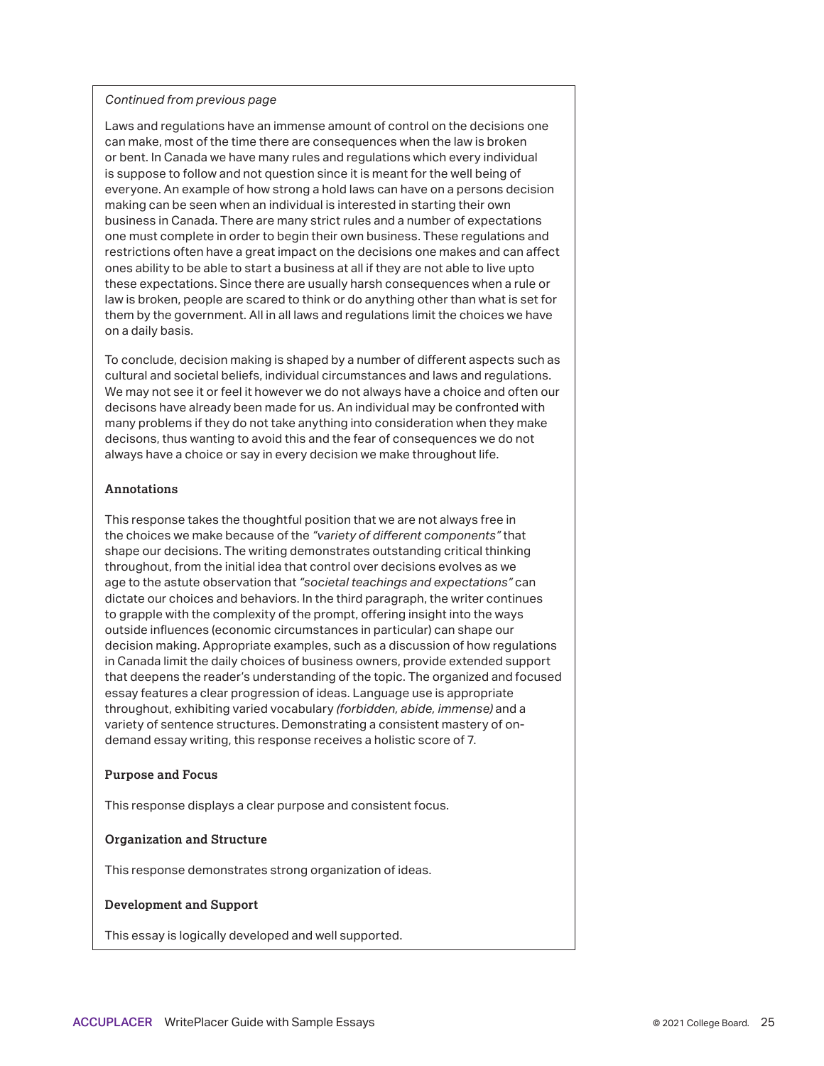*Continued from previous page*

Laws and regulations have an immense amount of control on the decisions one can make, most of the time there are consequences when the law is broken or bent. In Canada we have many rules and regulations which every individual is suppose to follow and not question since it is meant for the well being of everyone. An example of how strong a hold laws can have on a persons decision making can be seen when an individual is interested in starting their own business in Canada. There are many strict rules and a number of expectations one must complete in order to begin their own business. These regulations and restrictions often have a great impact on the decisions one makes and can affect ones ability to be able to start a business at all if they are not able to live upto these expectations. Since there are usually harsh consequences when a rule or law is broken, people are scared to think or do anything other than what is set for them by the government. All in all laws and regulations limit the choices we have on a daily basis.

To conclude, decision making is shaped by a number of different aspects such as cultural and societal beliefs, individual circumstances and laws and regulations. We may not see it or feel it however we do not always have a choice and often our decisons have already been made for us. An individual may be confronted with many problems if they do not take anything into consideration when they make decisons, thus wanting to avoid this and the fear of consequences we do not always have a choice or say in every decision we make throughout life.

**Annotations**

This response takes the thoughtful position that we are not always free in the choices we make because of the *"variety of different components"* that shape our decisions. The writing demonstrates outstanding critical thinking throughout, from the initial idea that control over decisions evolves as we age to the astute observation that *"societal teachings and expectations"* can dictate our choices and behaviors. In the third paragraph, the writer continues to grapple with the complexity of the prompt, offering insight into the ways outside influences (economic circumstances in particular) can shape our decision making. Appropriate examples, such as a discussion of how regulations in Canada limit the daily choices of business owners, provide extended support that deepens the reader's understanding of the topic. The organized and focused essay features a clear progression of ideas. Language use is appropriate throughout, exhibiting varied vocabulary *(forbidden, abide, immense)* and a variety of sentence structures. Demonstrating a consistent mastery of on-demand essay writing, this response receives a holistic score of 7.

**Purpose and Focus**

This response displays a clear purpose and consistent focus.

**Organization and Structure**

This response demonstrates strong organization of ideas.

**Development and Support**

This essay is logically developed and well supported.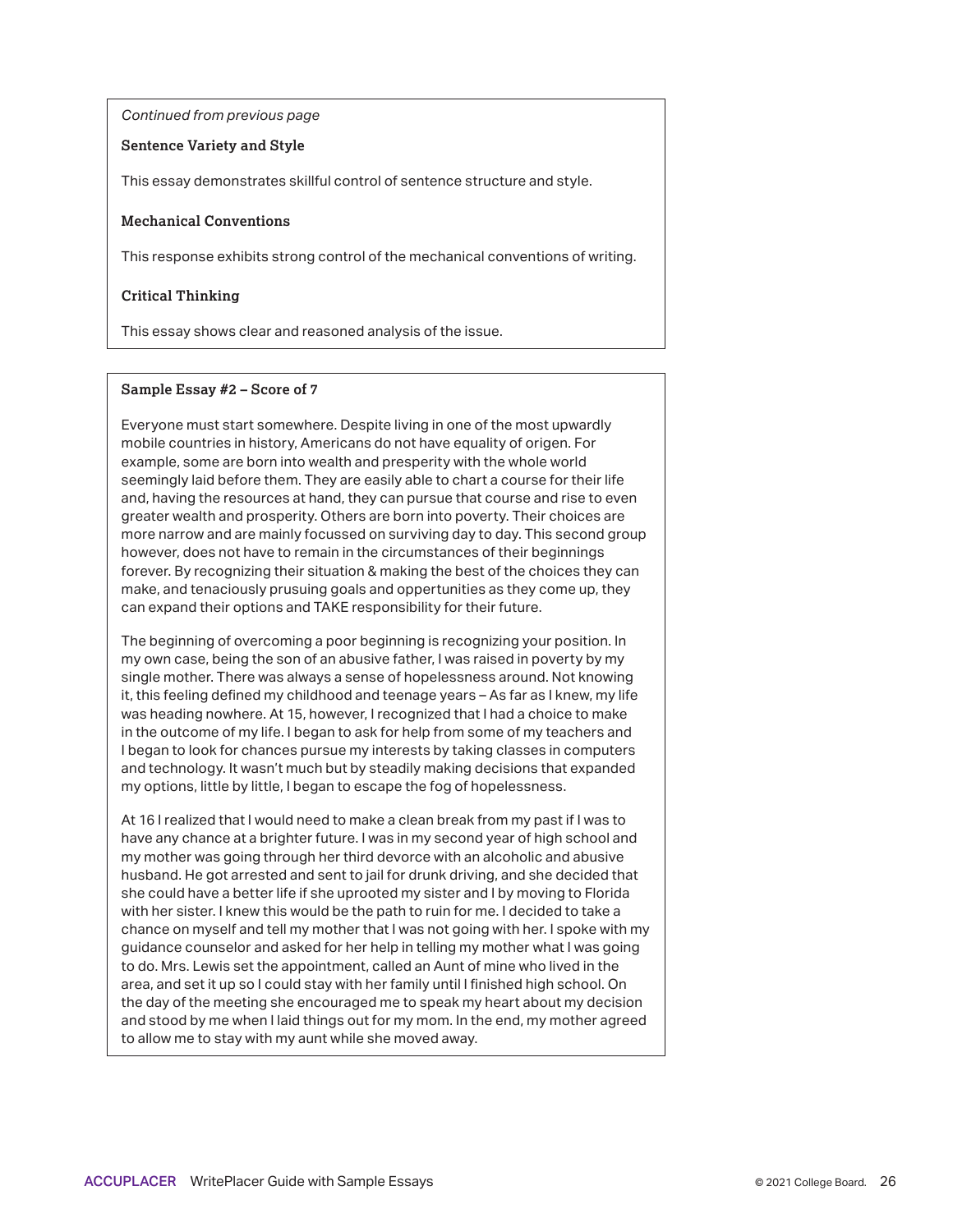*Continued from previous page*

**Sentence Variety and Style**

This essay demonstrates skillful control of sentence structure and style.

**Mechanical Conventions**

This response exhibits strong control of the mechanical conventions of writing.

**Critical Thinking**

This essay shows clear and reasoned analysis of the issue.

**Sample Essay #2 – Score of 7**

Everyone must start somewhere. Despite living in one of the most upwardly mobile countries in history, Americans do not have equality of origen. For example, some are born into wealth and presperity with the whole world seemingly laid before them. They are easily able to chart a course for their life and, having the resources at hand, they can pursue that course and rise to even greater wealth and prosperity. Others are born into poverty. Their choices are more narrow and are mainly focussed on surviving day to day. This second group however, does not have to remain in the circumstances of their beginnings forever. By recognizing their situation & making the best of the choices they can make, and tenaciously prusuing goals and oppertunities as they come up, they can expand their options and TAKE responsibility for their future.

The beginning of overcoming a poor beginning is recognizing your position. In my own case, being the son of an abusive father, I was raised in poverty by my single mother. There was always a sense of hopelessness around. Not knowing it, this feeling defined my childhood and teenage years – As far as I knew, my life was heading nowhere. At 15, however, I recognized that I had a choice to make in the outcome of my life. I began to ask for help from some of my teachers and I began to look for chances pursue my interests by taking classes in computers and technology. It wasn't much but by steadily making decisions that expanded my options, little by little, I began to escape the fog of hopelessness.

At 16 I realized that I would need to make a clean break from my past if I was to have any chance at a brighter future. I was in my second year of high school and my mother was going through her third devorce with an alcoholic and abusive husband. He got arrested and sent to jail for drunk driving, and she decided that she could have a better life if she uprooted my sister and I by moving to Florida with her sister. I knew this would be the path to ruin for me. I decided to take a chance on myself and tell my mother that I was not going with her. I spoke with my guidance counselor and asked for her help in telling my mother what I was going to do. Mrs. Lewis set the appointment, called an Aunt of mine who lived in the area, and set it up so I could stay with her family until I finished high school. On the day of the meeting she encouraged me to speak my heart about my decision and stood by me when I laid things out for my mom. In the end, my mother agreed to allow me to stay with my aunt while she moved away.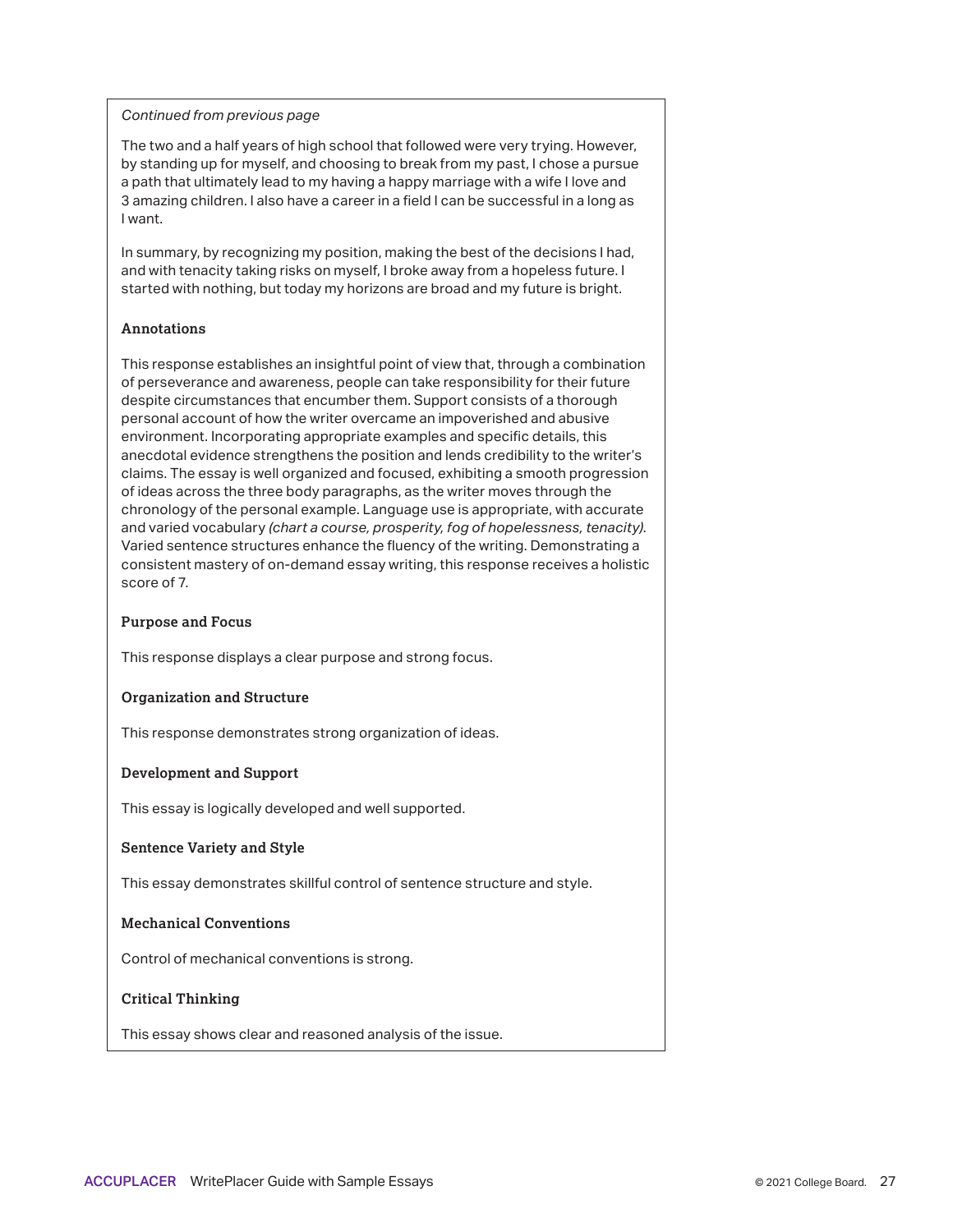*Continued from previous page*

The two and a half years of high school that followed were very trying. However, by standing up for myself, and choosing to break from my past, I chose a pursue a path that ultimately lead to my having a happy marriage with a wife I love and 3 amazing children. I also have a career in a field I can be successful in a long as I want.

In summary, by recognizing my position, making the best of the decisions I had, and with tenacity taking risks on myself, I broke away from a hopeless future. I started with nothing, but today my horizons are broad and my future is bright.

**Annotations**

This response establishes an insightful point of view that, through a combination of perseverance and awareness, people can take responsibility for their future despite circumstances that encumber them. Support consists of a thorough personal account of how the writer overcame an impoverished and abusive environment. Incorporating appropriate examples and specific details, this anecdotal evidence strengthens the position and lends credibility to the writer's claims. The essay is well organized and focused, exhibiting a smooth progression of ideas across the three body paragraphs, as the writer moves through the chronology of the personal example. Language use is appropriate, with accurate and varied vocabulary *(chart a course, prosperity, fog of hopelessness, tenacity).* Varied sentence structures enhance the fluency of the writing. Demonstrating a consistent mastery of on-demand essay writing, this response receives a holistic score of 7.

**Purpose and Focus**

This response displays a clear purpose and strong focus.

**Organization and Structure**

This response demonstrates strong organization of ideas.

**Development and Support**

This essay is logically developed and well supported.

**Sentence Variety and Style**

This essay demonstrates skillful control of sentence structure and style.

**Mechanical Conventions**

Control of mechanical conventions is strong.

**Critical Thinking**

This essay shows clear and reasoned analysis of the issue.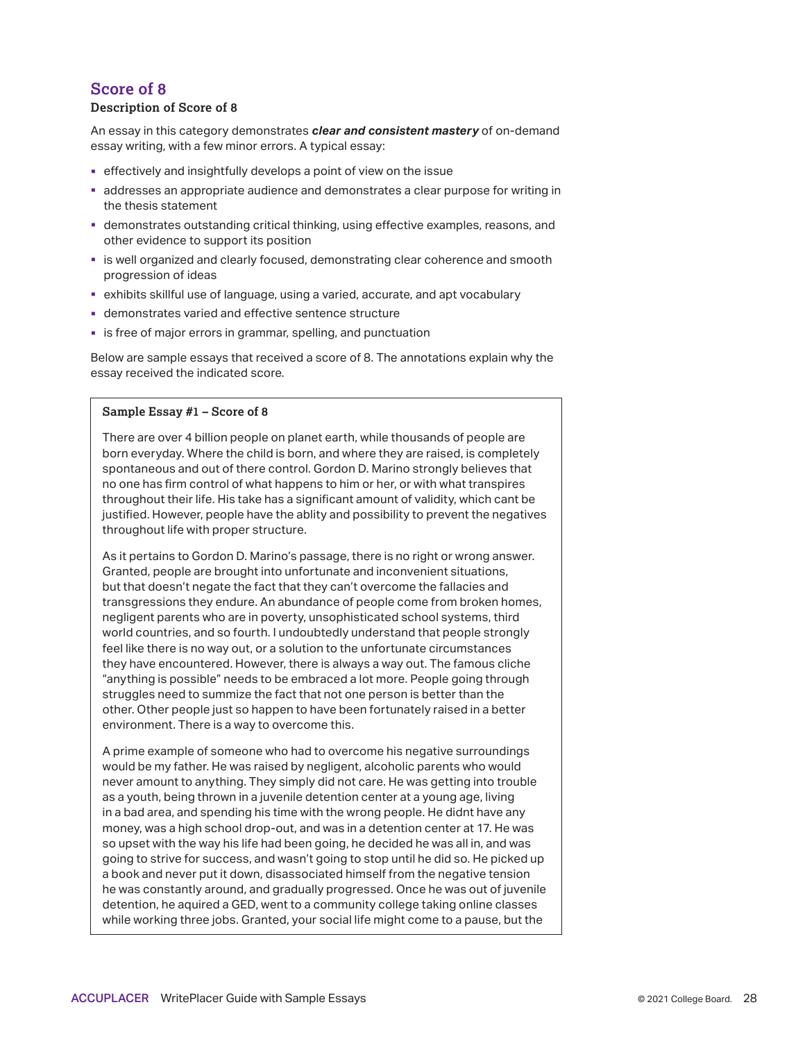## Score of 8

### Description of Score of 8

An essay in this category demonstrates ***clear and consistent mastery*** of on-demand essay writing, with a few minor errors. A typical essay:

- effectively and insightfully develops a point of view on the issue
- addresses an appropriate audience and demonstrates a clear purpose for writing in the thesis statement
- demonstrates outstanding critical thinking, using effective examples, reasons, and other evidence to support its position
- is well organized and clearly focused, demonstrating clear coherence and smooth progression of ideas
- exhibits skillful use of language, using a varied, accurate, and apt vocabulary
- demonstrates varied and effective sentence structure
- is free of major errors in grammar, spelling, and punctuation

Below are sample essays that received a score of 8. The annotations explain why the essay received the indicated score.

**Sample Essay #1 – Score of 8**

There are over 4 billion people on planet earth, while thousands of people are born everyday. Where the child is born, and where they are raised, is completely spontaneous and out of there control. Gordon D. Marino strongly believes that no one has firm control of what happens to him or her, or with what transpires throughout their life. His take has a significant amount of validity, which cant be justified. However, people have the ablity and possibility to prevent the negatives throughout life with proper structure.

As it pertains to Gordon D. Marino's passage, there is no right or wrong answer. Granted, people are brought into unfortunate and inconvenient situations, but that doesn't negate the fact that they can't overcome the fallacies and transgressions they endure. An abundance of people come from broken homes, negligent parents who are in poverty, unsophisticated school systems, third world countries, and so fourth. I undoubtedly understand that people strongly feel like there is no way out, or a solution to the unfortunate circumstances they have encountered. However, there is always a way out. The famous cliche "anything is possible" needs to be embraced a lot more. People going through struggles need to summize the fact that not one person is better than the other. Other people just so happen to have been fortunately raised in a better environment. There is a way to overcome this.

A prime example of someone who had to overcome his negative surroundings would be my father. He was raised by negligent, alcoholic parents who would never amount to anything. They simply did not care. He was getting into trouble as a youth, being thrown in a juvenile detention center at a young age, living in a bad area, and spending his time with the wrong people. He didnt have any money, was a high school drop-out, and was in a detention center at 17. He was so upset with the way his life had been going, he decided he was all in, and was going to strive for success, and wasn't going to stop until he did so. He picked up a book and never put it down, disassociated himself from the negative tension he was constantly around, and gradually progressed. Once he was out of juvenile detention, he aquired a GED, went to a community college taking online classes while working three jobs. Granted, your social life might come to a pause, but the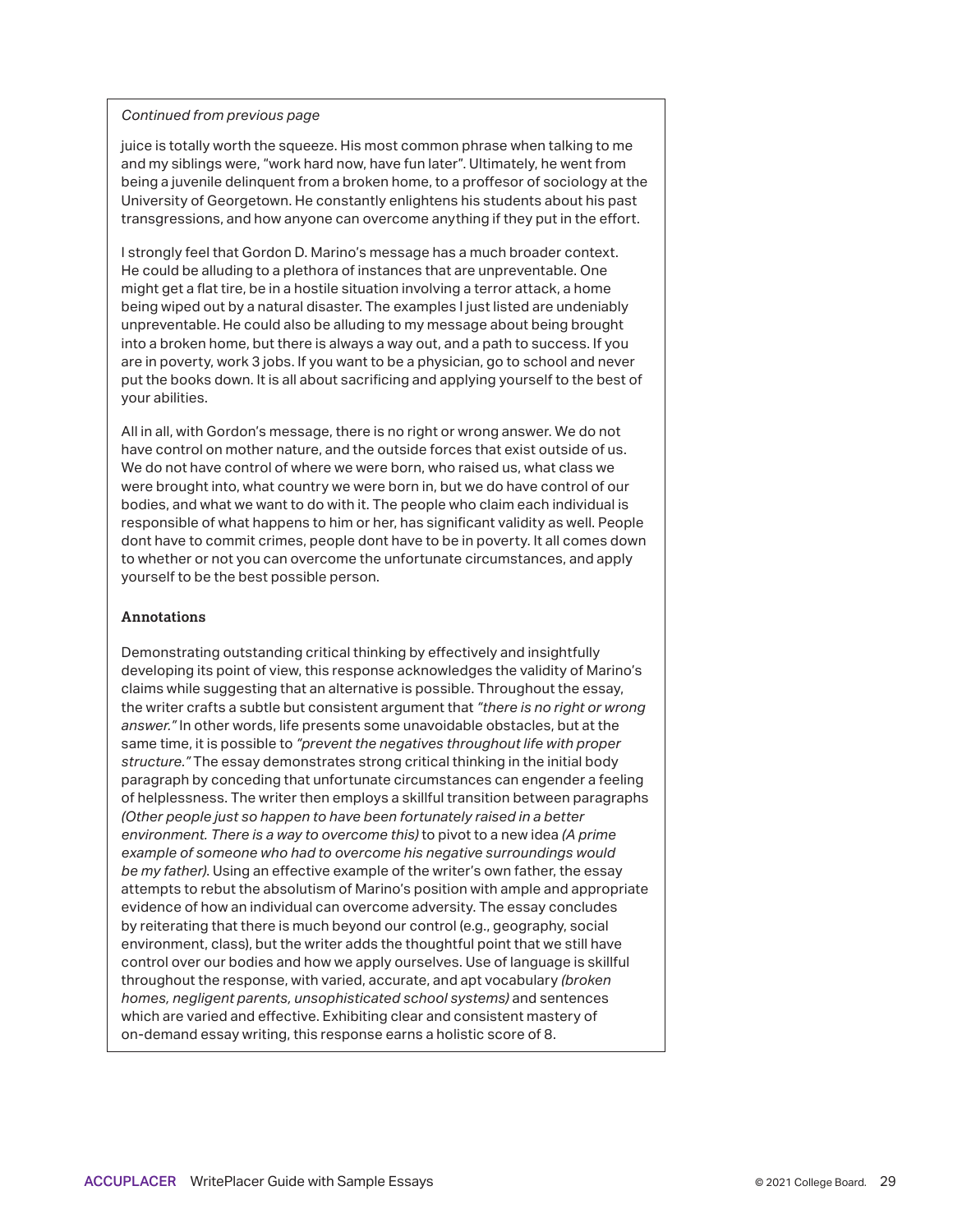*Continued from previous page*

juice is totally worth the squeeze. His most common phrase when talking to me and my siblings were, "work hard now, have fun later". Ultimately, he went from being a juvenile delinquent from a broken home, to a proffesor of sociology at the University of Georgetown. He constantly enlightens his students about his past transgressions, and how anyone can overcome anything if they put in the effort.

I strongly feel that Gordon D. Marino's message has a much broader context. He could be alluding to a plethora of instances that are unpreventable. One might get a flat tire, be in a hostile situation involving a terror attack, a home being wiped out by a natural disaster. The examples I just listed are undeniably unpreventable. He could also be alluding to my message about being brought into a broken home, but there is always a way out, and a path to success. If you are in poverty, work 3 jobs. If you want to be a physician, go to school and never put the books down. It is all about sacrificing and applying yourself to the best of your abilities.

All in all, with Gordon's message, there is no right or wrong answer. We do not have control on mother nature, and the outside forces that exist outside of us. We do not have control of where we were born, who raised us, what class we were brought into, what country we were born in, but we do have control of our bodies, and what we want to do with it. The people who claim each individual is responsible of what happens to him or her, has significant validity as well. People dont have to commit crimes, people dont have to be in poverty. It all comes down to whether or not you can overcome the unfortunate circumstances, and apply yourself to be the best possible person.

**Annotations**

Demonstrating outstanding critical thinking by effectively and insightfully developing its point of view, this response acknowledges the validity of Marino's claims while suggesting that an alternative is possible. Throughout the essay, the writer crafts a subtle but consistent argument that *"there is no right or wrong answer."* In other words, life presents some unavoidable obstacles, but at the same time, it is possible to *"prevent the negatives throughout life with proper structure."* The essay demonstrates strong critical thinking in the initial body paragraph by conceding that unfortunate circumstances can engender a feeling of helplessness. The writer then employs a skillful transition between paragraphs *(Other people just so happen to have been fortunately raised in a better environment. There is a way to overcome this)* to pivot to a new idea *(A prime example of someone who had to overcome his negative surroundings would be my father).* Using an effective example of the writer's own father, the essay attempts to rebut the absolutism of Marino's position with ample and appropriate evidence of how an individual can overcome adversity. The essay concludes by reiterating that there is much beyond our control (e.g., geography, social environment, class), but the writer adds the thoughtful point that we still have control over our bodies and how we apply ourselves. Use of language is skillful throughout the response, with varied, accurate, and apt vocabulary *(broken homes, negligent parents, unsophisticated school systems)* and sentences which are varied and effective. Exhibiting clear and consistent mastery of on-demand essay writing, this response earns a holistic score of 8.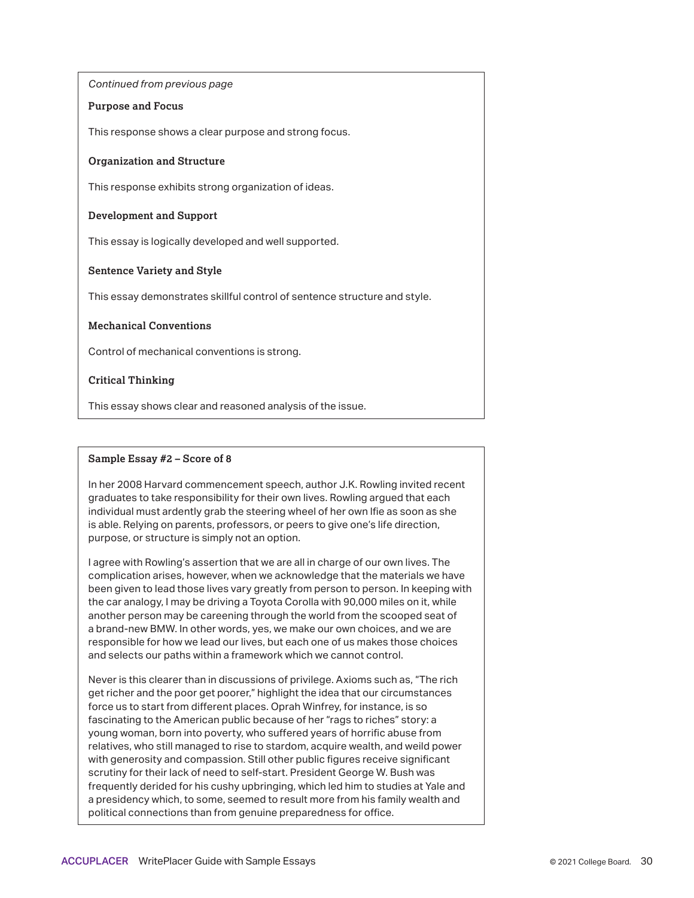*Continued from previous page*

**Purpose and Focus**

This response shows a clear purpose and strong focus.

**Organization and Structure**

This response exhibits strong organization of ideas.

**Development and Support**

This essay is logically developed and well supported.

**Sentence Variety and Style**

This essay demonstrates skillful control of sentence structure and style.

**Mechanical Conventions**

Control of mechanical conventions is strong.

**Critical Thinking**

This essay shows clear and reasoned analysis of the issue.

**Sample Essay #2 – Score of 8**

In her 2008 Harvard commencement speech, author J.K. Rowling invited recent graduates to take responsibility for their own lives. Rowling argued that each individual must ardently grab the steering wheel of her own lfie as soon as she is able. Relying on parents, professors, or peers to give one's life direction, purpose, or structure is simply not an option.

I agree with Rowling's assertion that we are all in charge of our own lives. The complication arises, however, when we acknowledge that the materials we have been given to lead those lives vary greatly from person to person. In keeping with the car analogy, I may be driving a Toyota Corolla with 90,000 miles on it, while another person may be careening through the world from the scooped seat of a brand-new BMW. In other words, yes, we make our own choices, and we are responsible for how we lead our lives, but each one of us makes those choices and selects our paths within a framework which we cannot control.

Never is this clearer than in discussions of privilege. Axioms such as, "The rich get richer and the poor get poorer," highlight the idea that our circumstances force us to start from different places. Oprah Winfrey, for instance, is so fascinating to the American public because of her "rags to riches" story: a young woman, born into poverty, who suffered years of horrific abuse from relatives, who still managed to rise to stardom, acquire wealth, and weild power with generosity and compassion. Still other public figures receive significant scrutiny for their lack of need to self-start. President George W. Bush was frequently derided for his cushy upbringing, which led him to studies at Yale and a presidency which, to some, seemed to result more from his family wealth and political connections than from genuine preparedness for office.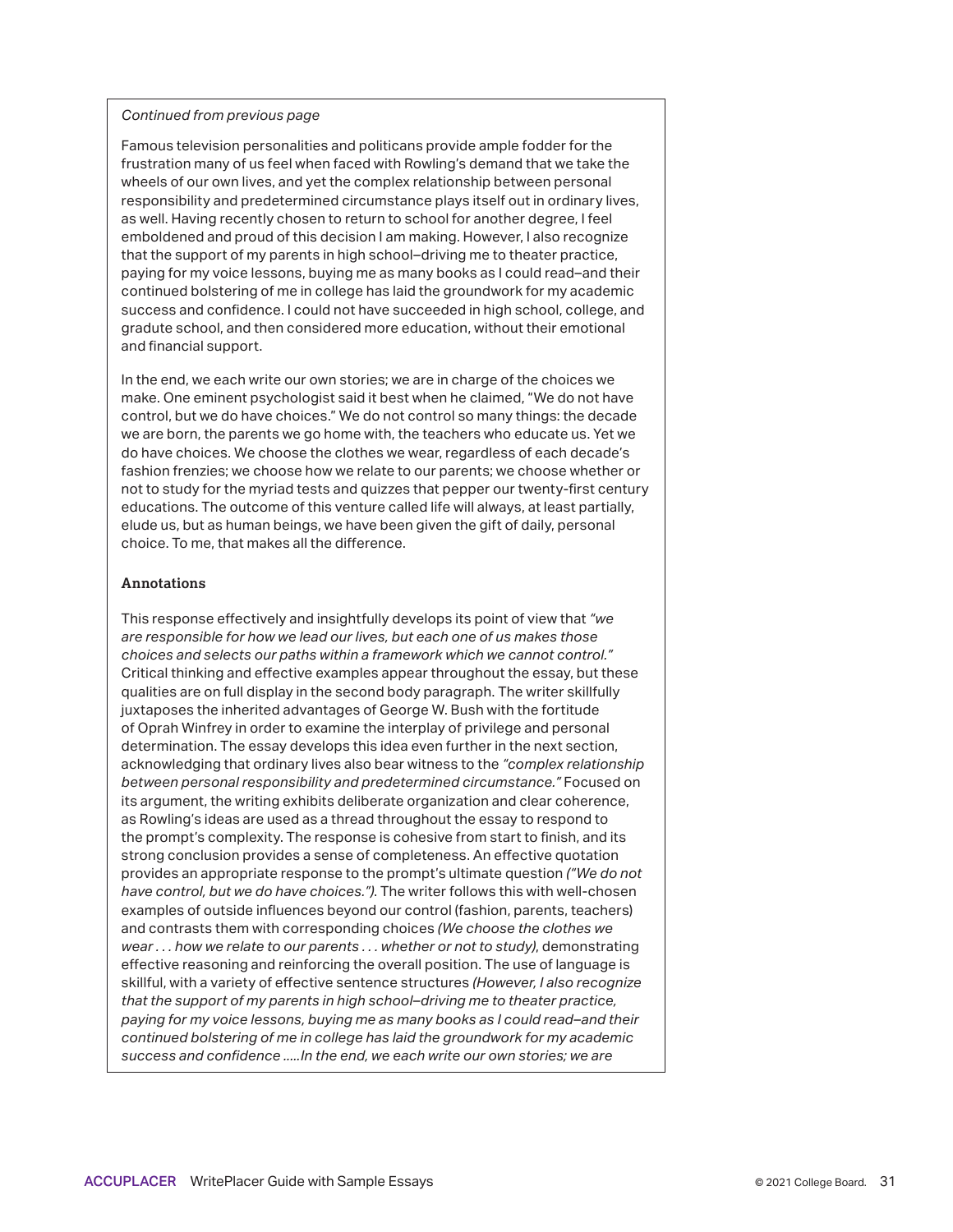*Continued from previous page*

Famous television personalities and politicans provide ample fodder for the frustration many of us feel when faced with Rowling's demand that we take the wheels of our own lives, and yet the complex relationship between personal responsibility and predetermined circumstance plays itself out in ordinary lives, as well. Having recently chosen to return to school for another degree, I feel emboldened and proud of this decision I am making. However, I also recognize that the support of my parents in high school–driving me to theater practice, paying for my voice lessons, buying me as many books as I could read–and their continued bolstering of me in college has laid the groundwork for my academic success and confidence. I could not have succeeded in high school, college, and gradute school, and then considered more education, without their emotional and financial support.

In the end, we each write our own stories; we are in charge of the choices we make. One eminent psychologist said it best when he claimed, "We do not have control, but we do have choices." We do not control so many things: the decade we are born, the parents we go home with, the teachers who educate us. Yet we do have choices. We choose the clothes we wear, regardless of each decade's fashion frenzies; we choose how we relate to our parents; we choose whether or not to study for the myriad tests and quizzes that pepper our twenty-first century educations. The outcome of this venture called life will always, at least partially, elude us, but as human beings, we have been given the gift of daily, personal choice. To me, that makes all the difference.

**Annotations**

This response effectively and insightfully develops its point of view that *"we are responsible for how we lead our lives, but each one of us makes those choices and selects our paths within a framework which we cannot control."* Critical thinking and effective examples appear throughout the essay, but these qualities are on full display in the second body paragraph. The writer skillfully juxtaposes the inherited advantages of George W. Bush with the fortitude of Oprah Winfrey in order to examine the interplay of privilege and personal determination. The essay develops this idea even further in the next section, acknowledging that ordinary lives also bear witness to the *"complex relationship between personal responsibility and predetermined circumstance."* Focused on its argument, the writing exhibits deliberate organization and clear coherence, as Rowling's ideas are used as a thread throughout the essay to respond to the prompt's complexity. The response is cohesive from start to finish, and its strong conclusion provides a sense of completeness. An effective quotation provides an appropriate response to the prompt's ultimate question *("We do not have control, but we do have choices.").* The writer follows this with well-chosen examples of outside influences beyond our control (fashion, parents, teachers) and contrasts them with corresponding choices *(We choose the clothes we wear . . . how we relate to our parents . . . whether or not to study)*, demonstrating effective reasoning and reinforcing the overall position. The use of language is skillful, with a variety of effective sentence structures *(However, I also recognize that the support of my parents in high school–driving me to theater practice, paying for my voice lessons, buying me as many books as I could read–and their continued bolstering of me in college has laid the groundwork for my academic success and confidence .....In the end, we each write our own stories; we are*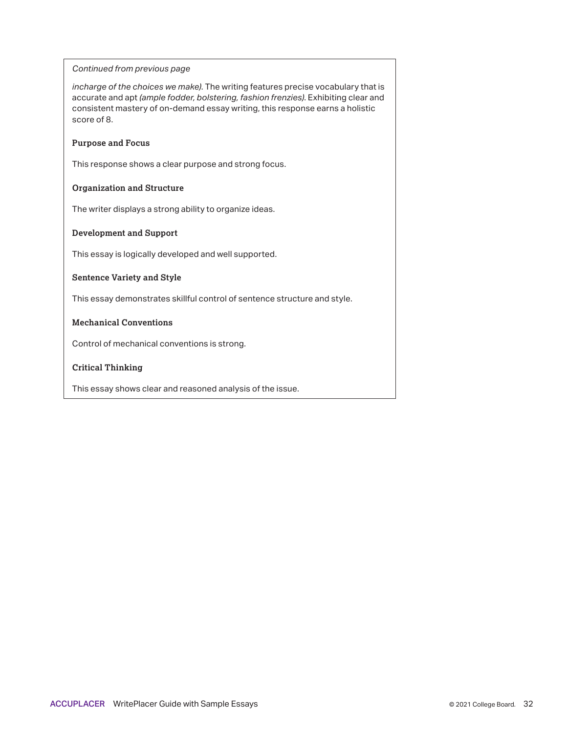*Continued from previous page*

*incharge of the choices we make).* The writing features precise vocabulary that is accurate and apt *(ample fodder, bolstering, fashion frenzies).* Exhibiting clear and consistent mastery of on-demand essay writing, this response earns a holistic score of 8.

**Purpose and Focus**

This response shows a clear purpose and strong focus.

**Organization and Structure**

The writer displays a strong ability to organize ideas.

**Development and Support**

This essay is logically developed and well supported.

**Sentence Variety and Style**

This essay demonstrates skillful control of sentence structure and style.

**Mechanical Conventions**

Control of mechanical conventions is strong.

**Critical Thinking**

This essay shows clear and reasoned analysis of the issue.